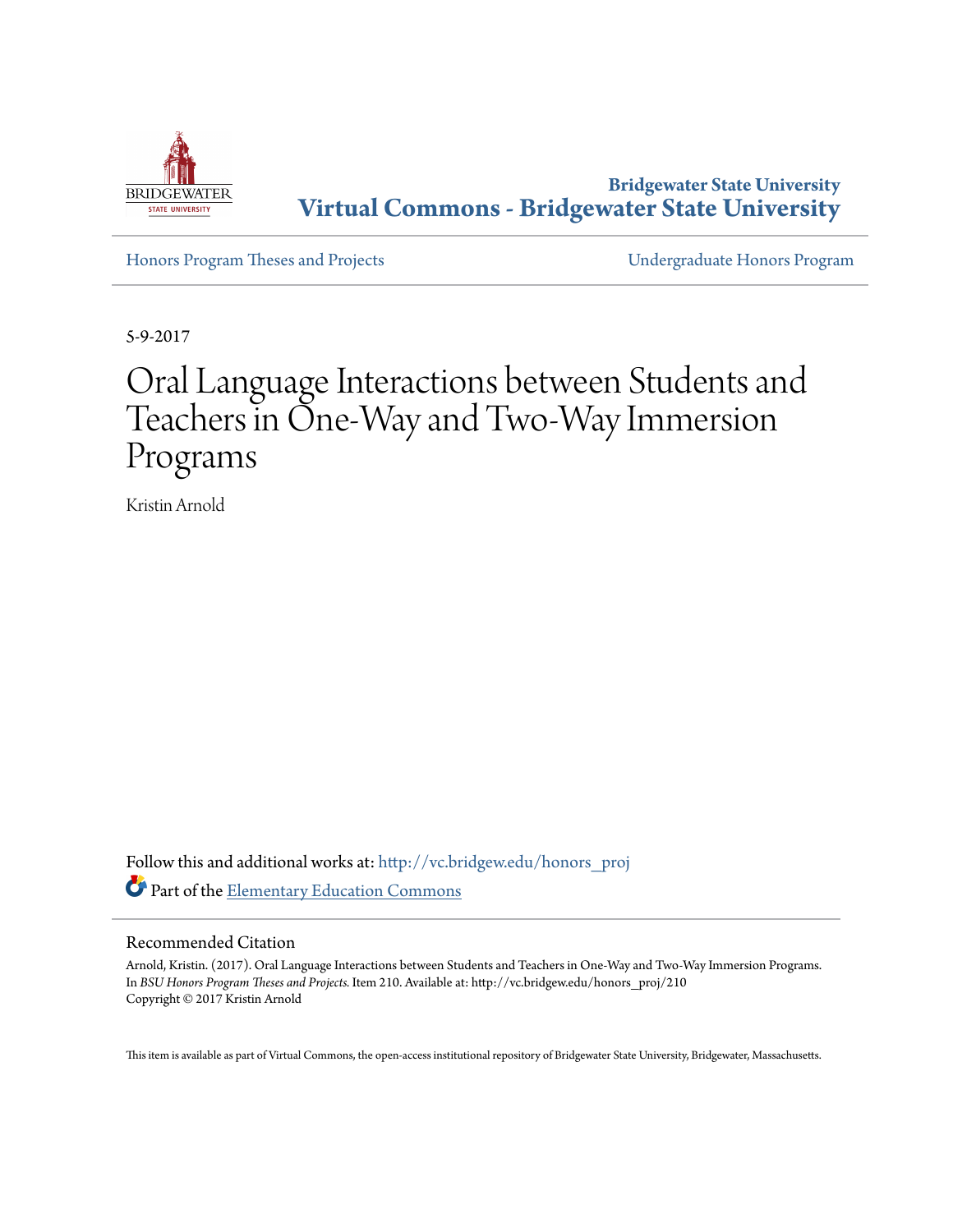Bridgewater State University

# Virtual Commons - Bridgewater State University

Honors Program Theses and Projects

Undergraduate Honors Program

5-9-2017

# Oral Language Interactions between Students and Teachers in One-Way and Two-Way Immersion Programs

Kristin Arnold

Follow this and additional works at: http://vc.bridgew.edu/honors_proj

Part of the Elementary Education Commons

## Recommended Citation

Arnold, Kristin. (2017). Oral Language Interactions between Students and Teachers in One-Way and Two-Way Immersion Programs. In *BSU Honors Program Theses and Projects.* Item 210. Available at: http://vc.bridgew.edu/honors_proj/210
Copyright © 2017 Kristin Arnold

This item is available as part of Virtual Commons, the open-access institutional repository of Bridgewater State University, Bridgewater, Massachusetts.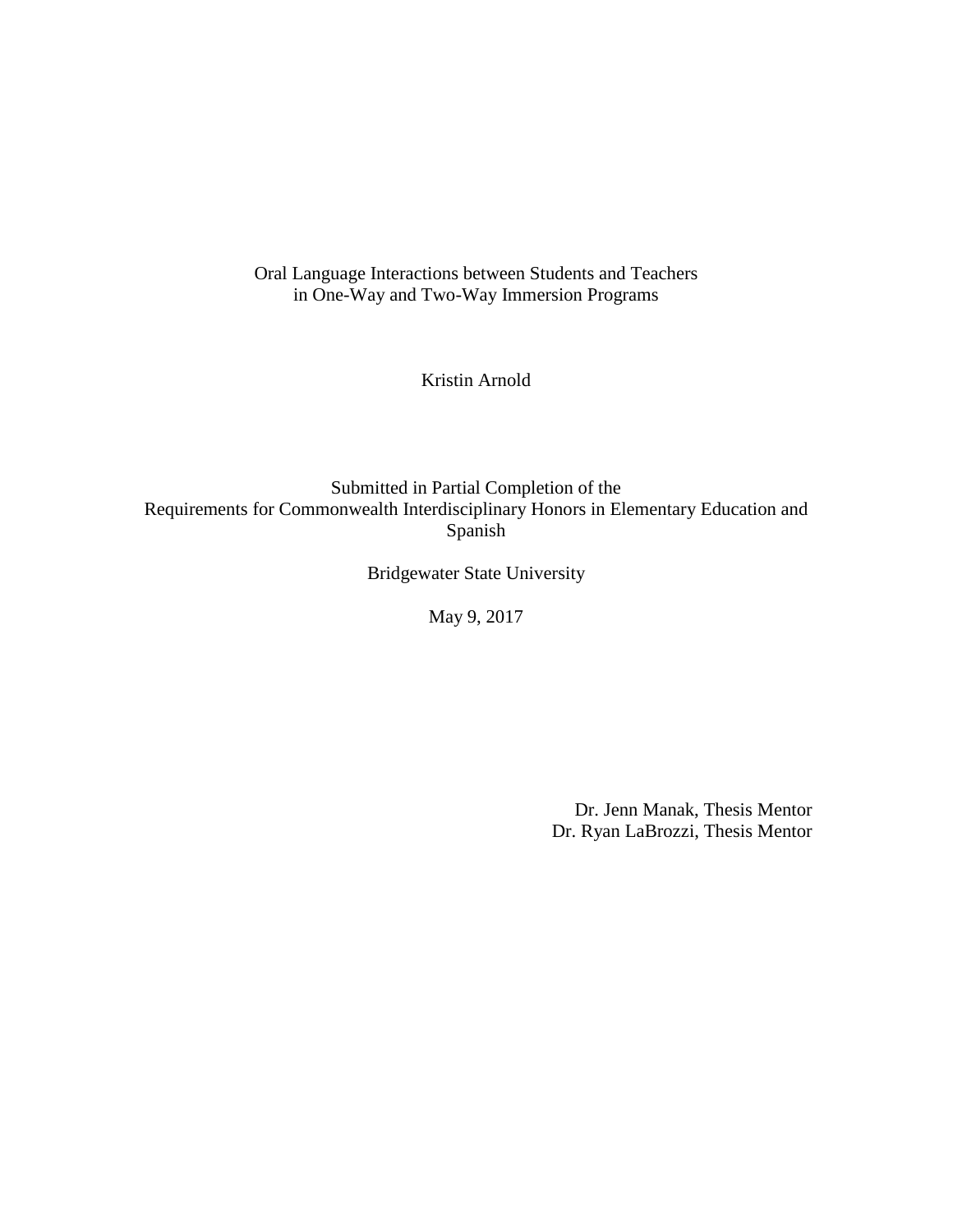Oral Language Interactions between Students and Teachers
in One-Way and Two-Way Immersion Programs

Kristin Arnold

Submitted in Partial Completion of the
Requirements for Commonwealth Interdisciplinary Honors in Elementary Education and Spanish

Bridgewater State University

May 9, 2017

Dr. Jenn Manak, Thesis Mentor
Dr. Ryan LaBrozzi, Thesis Mentor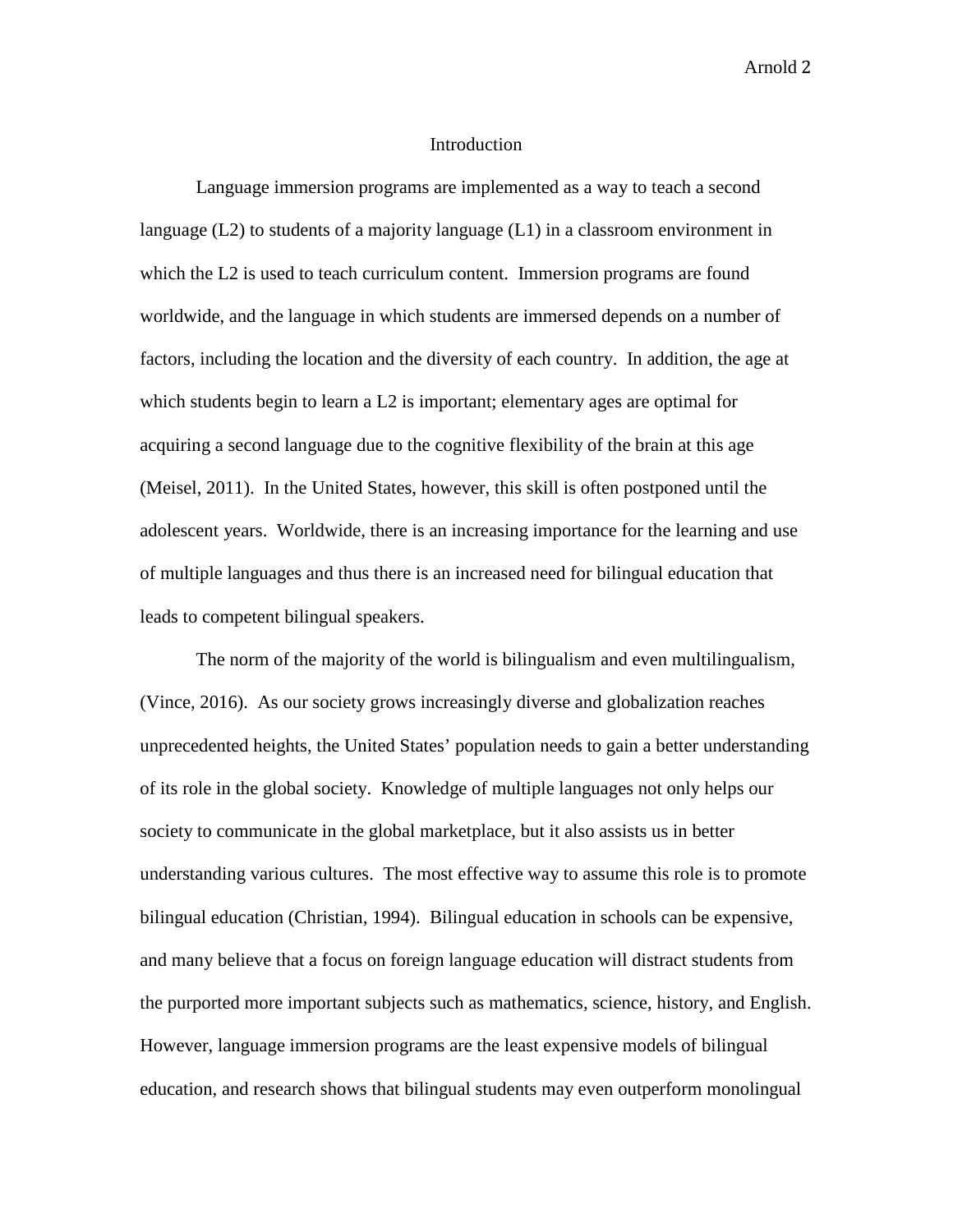## Introduction

Language immersion programs are implemented as a way to teach a second language (L2) to students of a majority language (L1) in a classroom environment in which the L2 is used to teach curriculum content. Immersion programs are found worldwide, and the language in which students are immersed depends on a number of factors, including the location and the diversity of each country. In addition, the age at which students begin to learn a L2 is important; elementary ages are optimal for acquiring a second language due to the cognitive flexibility of the brain at this age (Meisel, 2011). In the United States, however, this skill is often postponed until the adolescent years. Worldwide, there is an increasing importance for the learning and use of multiple languages and thus there is an increased need for bilingual education that leads to competent bilingual speakers.

The norm of the majority of the world is bilingualism and even multilingualism, (Vince, 2016). As our society grows increasingly diverse and globalization reaches unprecedented heights, the United States' population needs to gain a better understanding of its role in the global society. Knowledge of multiple languages not only helps our society to communicate in the global marketplace, but it also assists us in better understanding various cultures. The most effective way to assume this role is to promote bilingual education (Christian, 1994). Bilingual education in schools can be expensive, and many believe that a focus on foreign language education will distract students from the purported more important subjects such as mathematics, science, history, and English. However, language immersion programs are the least expensive models of bilingual education, and research shows that bilingual students may even outperform monolingual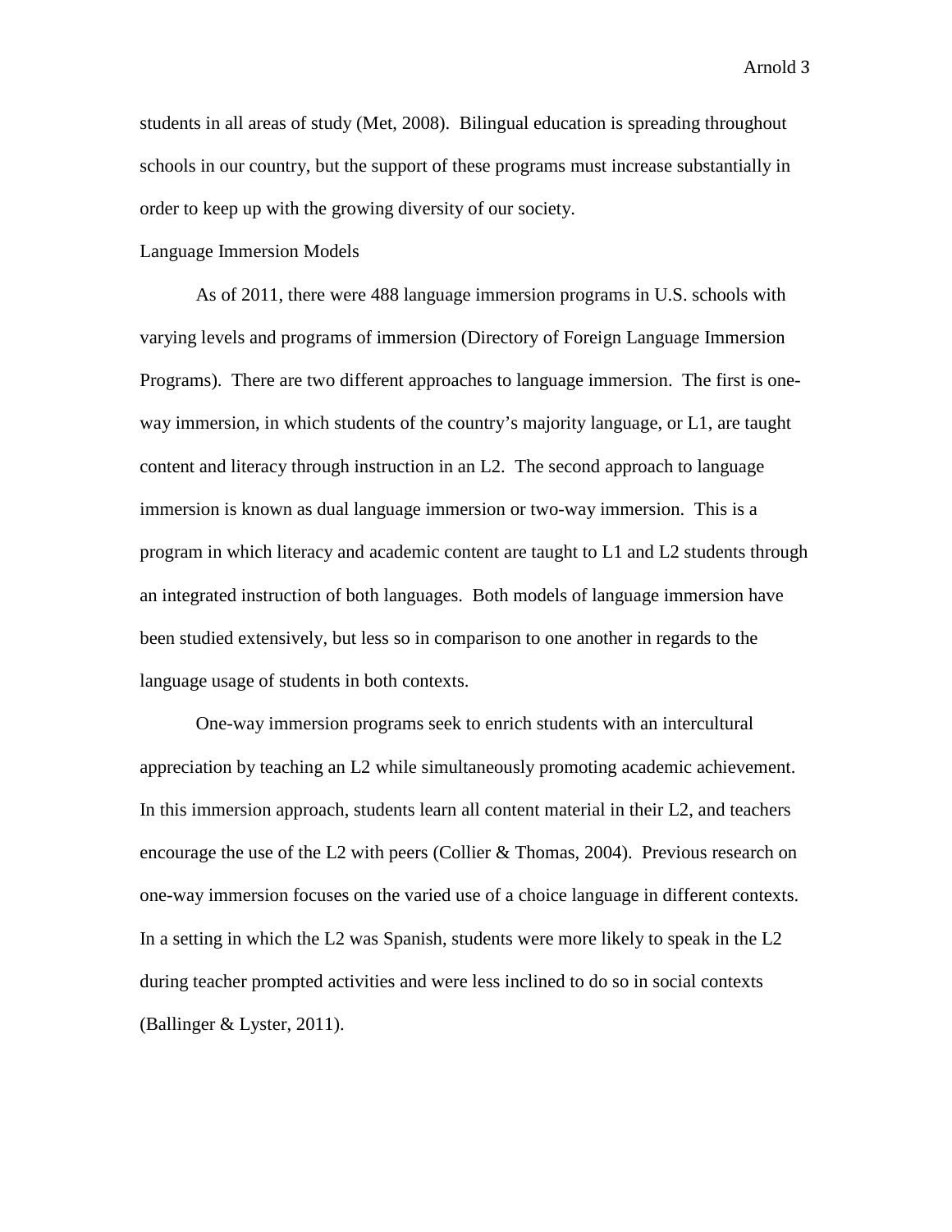students in all areas of study (Met, 2008). Bilingual education is spreading throughout schools in our country, but the support of these programs must increase substantially in order to keep up with the growing diversity of our society.

## Language Immersion Models

As of 2011, there were 488 language immersion programs in U.S. schools with varying levels and programs of immersion (Directory of Foreign Language Immersion Programs). There are two different approaches to language immersion. The first is one-way immersion, in which students of the country's majority language, or L1, are taught content and literacy through instruction in an L2. The second approach to language immersion is known as dual language immersion or two-way immersion. This is a program in which literacy and academic content are taught to L1 and L2 students through an integrated instruction of both languages. Both models of language immersion have been studied extensively, but less so in comparison to one another in regards to the language usage of students in both contexts.

One-way immersion programs seek to enrich students with an intercultural appreciation by teaching an L2 while simultaneously promoting academic achievement. In this immersion approach, students learn all content material in their L2, and teachers encourage the use of the L2 with peers (Collier & Thomas, 2004). Previous research on one-way immersion focuses on the varied use of a choice language in different contexts. In a setting in which the L2 was Spanish, students were more likely to speak in the L2 during teacher prompted activities and were less inclined to do so in social contexts (Ballinger & Lyster, 2011).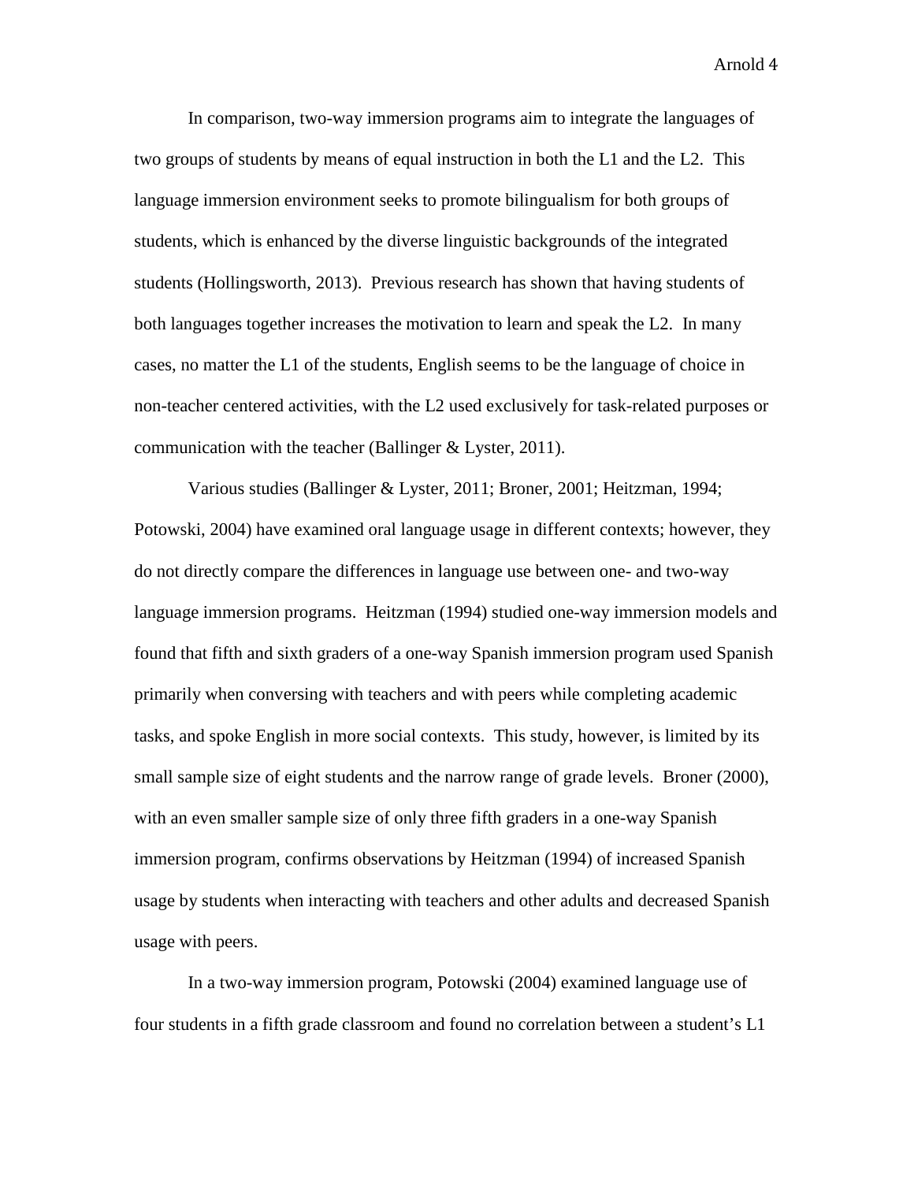In comparison, two-way immersion programs aim to integrate the languages of two groups of students by means of equal instruction in both the L1 and the L2. This language immersion environment seeks to promote bilingualism for both groups of students, which is enhanced by the diverse linguistic backgrounds of the integrated students (Hollingsworth, 2013). Previous research has shown that having students of both languages together increases the motivation to learn and speak the L2. In many cases, no matter the L1 of the students, English seems to be the language of choice in non-teacher centered activities, with the L2 used exclusively for task-related purposes or communication with the teacher (Ballinger & Lyster, 2011).

Various studies (Ballinger & Lyster, 2011; Broner, 2001; Heitzman, 1994; Potowski, 2004) have examined oral language usage in different contexts; however, they do not directly compare the differences in language use between one- and two-way language immersion programs. Heitzman (1994) studied one-way immersion models and found that fifth and sixth graders of a one-way Spanish immersion program used Spanish primarily when conversing with teachers and with peers while completing academic tasks, and spoke English in more social contexts. This study, however, is limited by its small sample size of eight students and the narrow range of grade levels. Broner (2000), with an even smaller sample size of only three fifth graders in a one-way Spanish immersion program, confirms observations by Heitzman (1994) of increased Spanish usage by students when interacting with teachers and other adults and decreased Spanish usage with peers.

In a two-way immersion program, Potowski (2004) examined language use of four students in a fifth grade classroom and found no correlation between a student's L1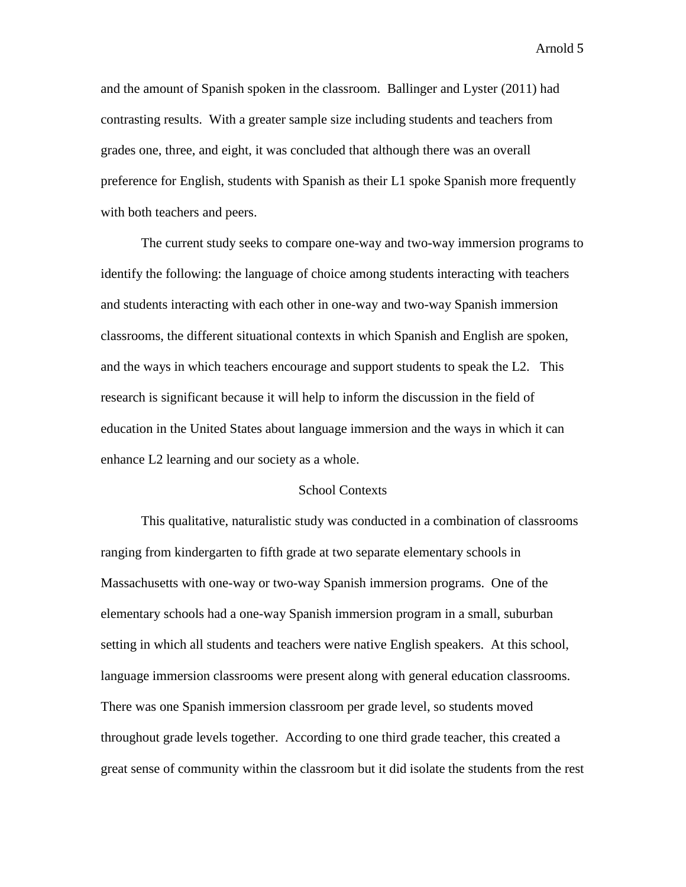and the amount of Spanish spoken in the classroom. Ballinger and Lyster (2011) had contrasting results. With a greater sample size including students and teachers from grades one, three, and eight, it was concluded that although there was an overall preference for English, students with Spanish as their L1 spoke Spanish more frequently with both teachers and peers.

The current study seeks to compare one-way and two-way immersion programs to identify the following: the language of choice among students interacting with teachers and students interacting with each other in one-way and two-way Spanish immersion classrooms, the different situational contexts in which Spanish and English are spoken, and the ways in which teachers encourage and support students to speak the L2. This research is significant because it will help to inform the discussion in the field of education in the United States about language immersion and the ways in which it can enhance L2 learning and our society as a whole.

## School Contexts

This qualitative, naturalistic study was conducted in a combination of classrooms ranging from kindergarten to fifth grade at two separate elementary schools in Massachusetts with one-way or two-way Spanish immersion programs. One of the elementary schools had a one-way Spanish immersion program in a small, suburban setting in which all students and teachers were native English speakers. At this school, language immersion classrooms were present along with general education classrooms. There was one Spanish immersion classroom per grade level, so students moved throughout grade levels together. According to one third grade teacher, this created a great sense of community within the classroom but it did isolate the students from the rest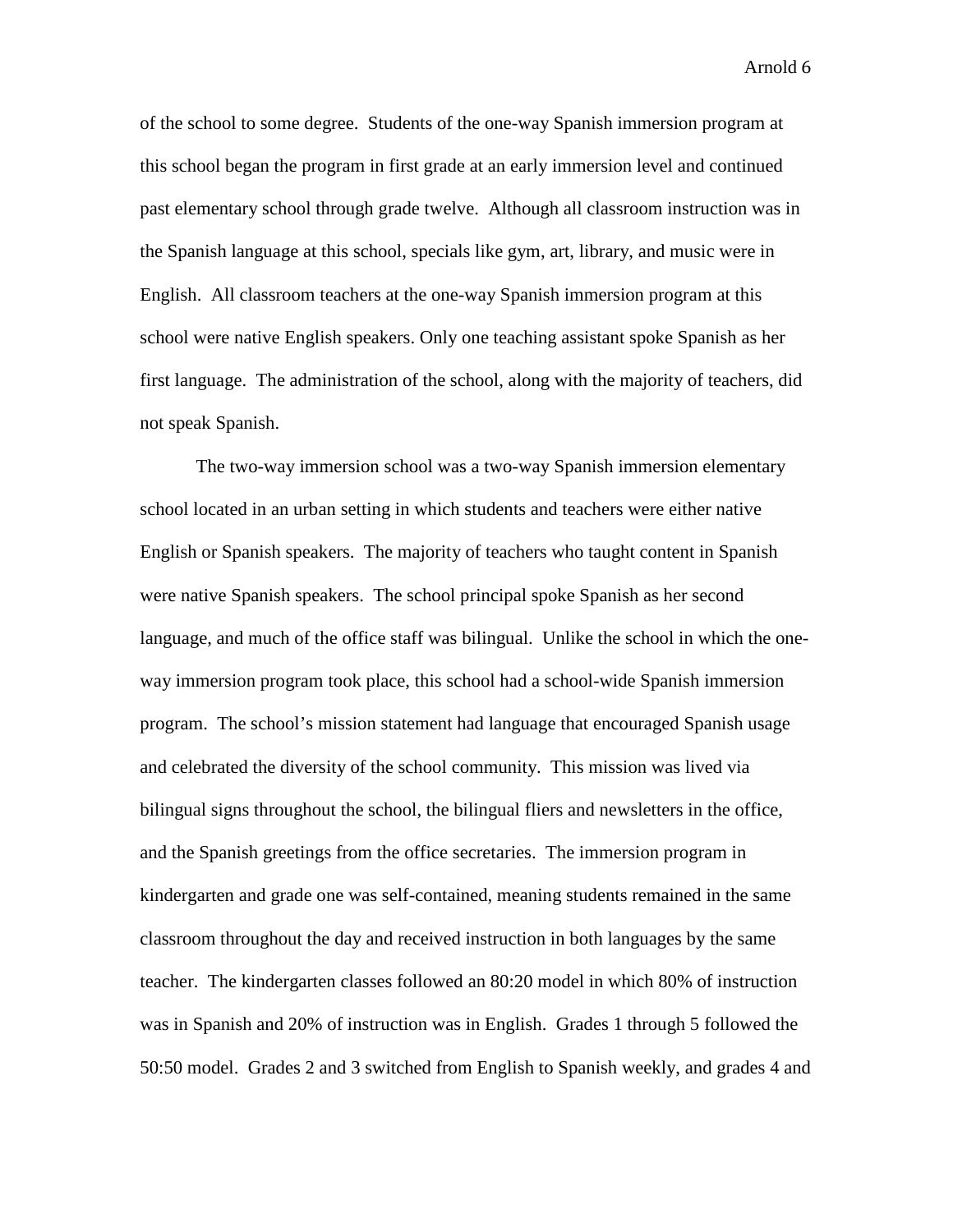of the school to some degree. Students of the one-way Spanish immersion program at this school began the program in first grade at an early immersion level and continued past elementary school through grade twelve. Although all classroom instruction was in the Spanish language at this school, specials like gym, art, library, and music were in English. All classroom teachers at the one-way Spanish immersion program at this school were native English speakers. Only one teaching assistant spoke Spanish as her first language. The administration of the school, along with the majority of teachers, did not speak Spanish.

The two-way immersion school was a two-way Spanish immersion elementary school located in an urban setting in which students and teachers were either native English or Spanish speakers. The majority of teachers who taught content in Spanish were native Spanish speakers. The school principal spoke Spanish as her second language, and much of the office staff was bilingual. Unlike the school in which the one-way immersion program took place, this school had a school-wide Spanish immersion program. The school's mission statement had language that encouraged Spanish usage and celebrated the diversity of the school community. This mission was lived via bilingual signs throughout the school, the bilingual fliers and newsletters in the office, and the Spanish greetings from the office secretaries. The immersion program in kindergarten and grade one was self-contained, meaning students remained in the same classroom throughout the day and received instruction in both languages by the same teacher. The kindergarten classes followed an 80:20 model in which 80% of instruction was in Spanish and 20% of instruction was in English. Grades 1 through 5 followed the 50:50 model. Grades 2 and 3 switched from English to Spanish weekly, and grades 4 and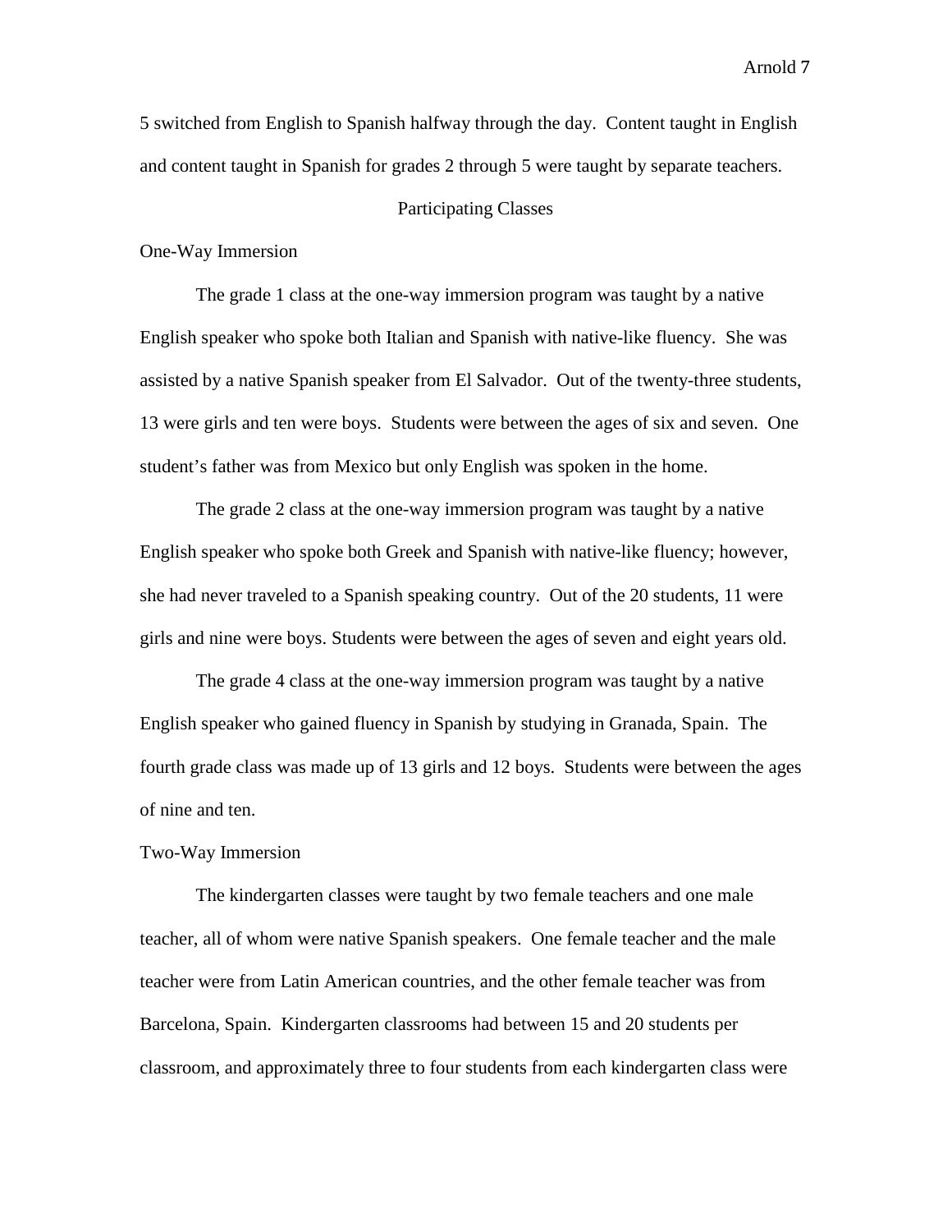5 switched from English to Spanish halfway through the day. Content taught in English and content taught in Spanish for grades 2 through 5 were taught by separate teachers.

## Participating Classes

### One-Way Immersion

The grade 1 class at the one-way immersion program was taught by a native English speaker who spoke both Italian and Spanish with native-like fluency. She was assisted by a native Spanish speaker from El Salvador. Out of the twenty-three students, 13 were girls and ten were boys. Students were between the ages of six and seven. One student's father was from Mexico but only English was spoken in the home.

The grade 2 class at the one-way immersion program was taught by a native English speaker who spoke both Greek and Spanish with native-like fluency; however, she had never traveled to a Spanish speaking country. Out of the 20 students, 11 were girls and nine were boys. Students were between the ages of seven and eight years old.

The grade 4 class at the one-way immersion program was taught by a native English speaker who gained fluency in Spanish by studying in Granada, Spain. The fourth grade class was made up of 13 girls and 12 boys. Students were between the ages of nine and ten.

### Two-Way Immersion

The kindergarten classes were taught by two female teachers and one male teacher, all of whom were native Spanish speakers. One female teacher and the male teacher were from Latin American countries, and the other female teacher was from Barcelona, Spain. Kindergarten classrooms had between 15 and 20 students per classroom, and approximately three to four students from each kindergarten class were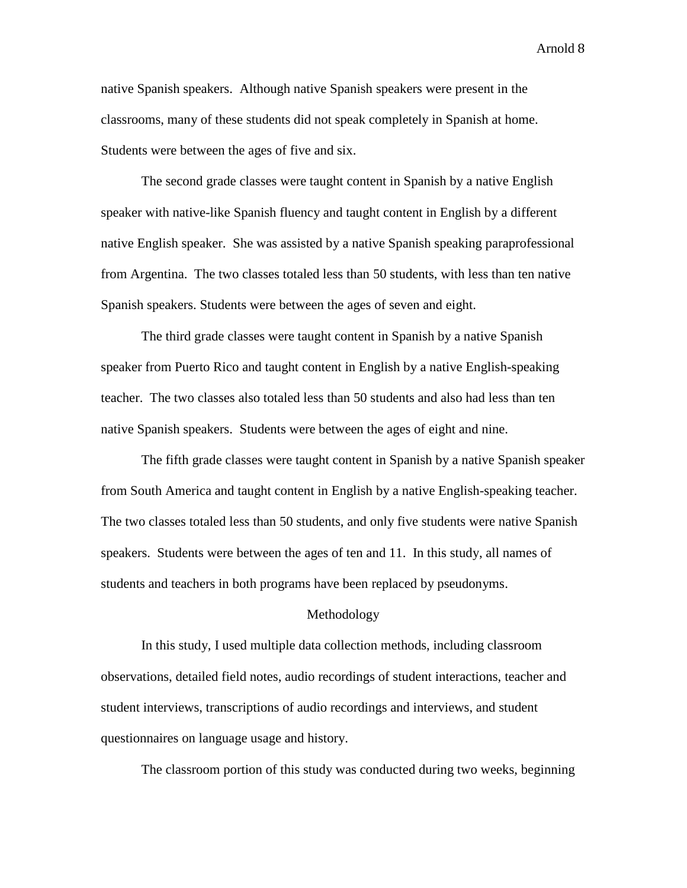native Spanish speakers. Although native Spanish speakers were present in the classrooms, many of these students did not speak completely in Spanish at home. Students were between the ages of five and six.

The second grade classes were taught content in Spanish by a native English speaker with native-like Spanish fluency and taught content in English by a different native English speaker. She was assisted by a native Spanish speaking paraprofessional from Argentina. The two classes totaled less than 50 students, with less than ten native Spanish speakers. Students were between the ages of seven and eight.

The third grade classes were taught content in Spanish by a native Spanish speaker from Puerto Rico and taught content in English by a native English-speaking teacher. The two classes also totaled less than 50 students and also had less than ten native Spanish speakers. Students were between the ages of eight and nine.

The fifth grade classes were taught content in Spanish by a native Spanish speaker from South America and taught content in English by a native English-speaking teacher. The two classes totaled less than 50 students, and only five students were native Spanish speakers. Students were between the ages of ten and 11. In this study, all names of students and teachers in both programs have been replaced by pseudonyms.

## Methodology

In this study, I used multiple data collection methods, including classroom observations, detailed field notes, audio recordings of student interactions, teacher and student interviews, transcriptions of audio recordings and interviews, and student questionnaires on language usage and history.

The classroom portion of this study was conducted during two weeks, beginning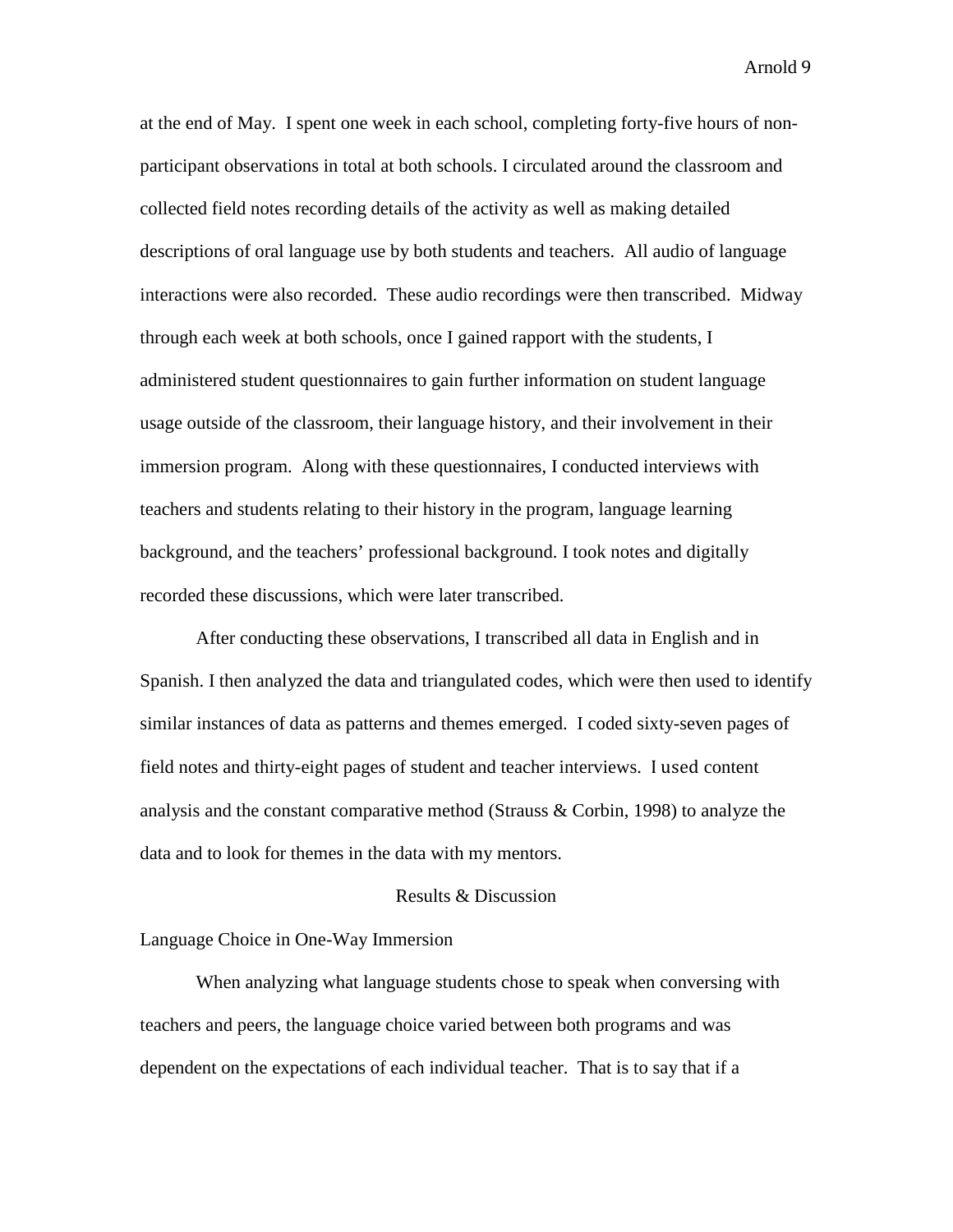at the end of May. I spent one week in each school, completing forty-five hours of non-participant observations in total at both schools. I circulated around the classroom and collected field notes recording details of the activity as well as making detailed descriptions of oral language use by both students and teachers. All audio of language interactions were also recorded. These audio recordings were then transcribed. Midway through each week at both schools, once I gained rapport with the students, I administered student questionnaires to gain further information on student language usage outside of the classroom, their language history, and their involvement in their immersion program. Along with these questionnaires, I conducted interviews with teachers and students relating to their history in the program, language learning background, and the teachers' professional background. I took notes and digitally recorded these discussions, which were later transcribed.

After conducting these observations, I transcribed all data in English and in Spanish. I then analyzed the data and triangulated codes, which were then used to identify similar instances of data as patterns and themes emerged. I coded sixty-seven pages of field notes and thirty-eight pages of student and teacher interviews. I used content analysis and the constant comparative method (Strauss & Corbin, 1998) to analyze the data and to look for themes in the data with my mentors.

## Results & Discussion

### Language Choice in One-Way Immersion

When analyzing what language students chose to speak when conversing with teachers and peers, the language choice varied between both programs and was dependent on the expectations of each individual teacher. That is to say that if a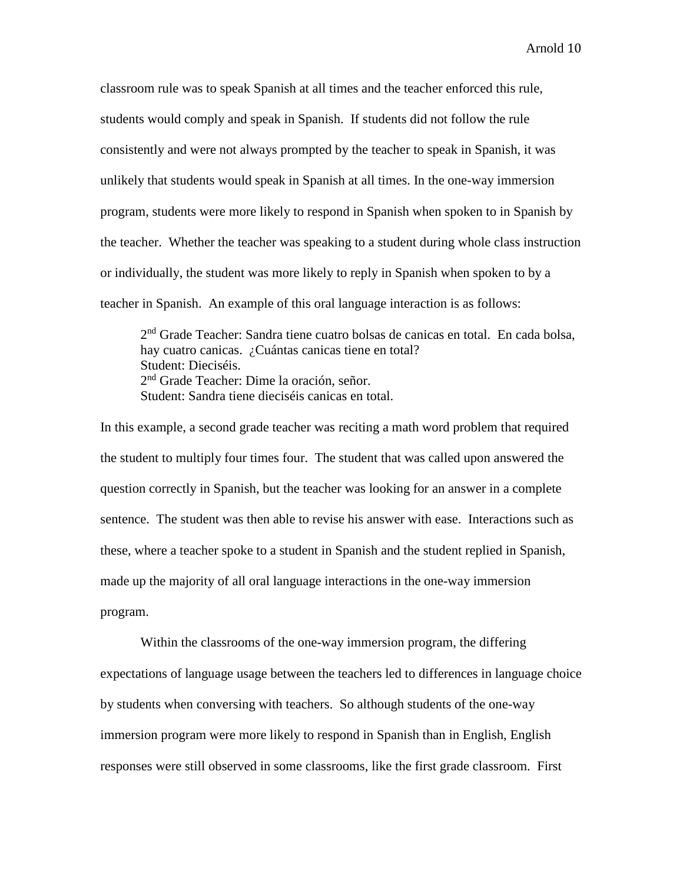classroom rule was to speak Spanish at all times and the teacher enforced this rule, students would comply and speak in Spanish. If students did not follow the rule consistently and were not always prompted by the teacher to speak in Spanish, it was unlikely that students would speak in Spanish at all times. In the one-way immersion program, students were more likely to respond in Spanish when spoken to in Spanish by the teacher. Whether the teacher was speaking to a student during whole class instruction or individually, the student was more likely to reply in Spanish when spoken to by a teacher in Spanish. An example of this oral language interaction is as follows:

> 2nd Grade Teacher: Sandra tiene cuatro bolsas de canicas en total. En cada bolsa, hay cuatro canicas. ¿Cuántas canicas tiene en total?
> Student: Dieciséis.
> 2nd Grade Teacher: Dime la oración, señor.
> Student: Sandra tiene dieciséis canicas en total.

In this example, a second grade teacher was reciting a math word problem that required the student to multiply four times four. The student that was called upon answered the question correctly in Spanish, but the teacher was looking for an answer in a complete sentence. The student was then able to revise his answer with ease. Interactions such as these, where a teacher spoke to a student in Spanish and the student replied in Spanish, made up the majority of all oral language interactions in the one-way immersion program.

Within the classrooms of the one-way immersion program, the differing expectations of language usage between the teachers led to differences in language choice by students when conversing with teachers. So although students of the one-way immersion program were more likely to respond in Spanish than in English, English responses were still observed in some classrooms, like the first grade classroom. First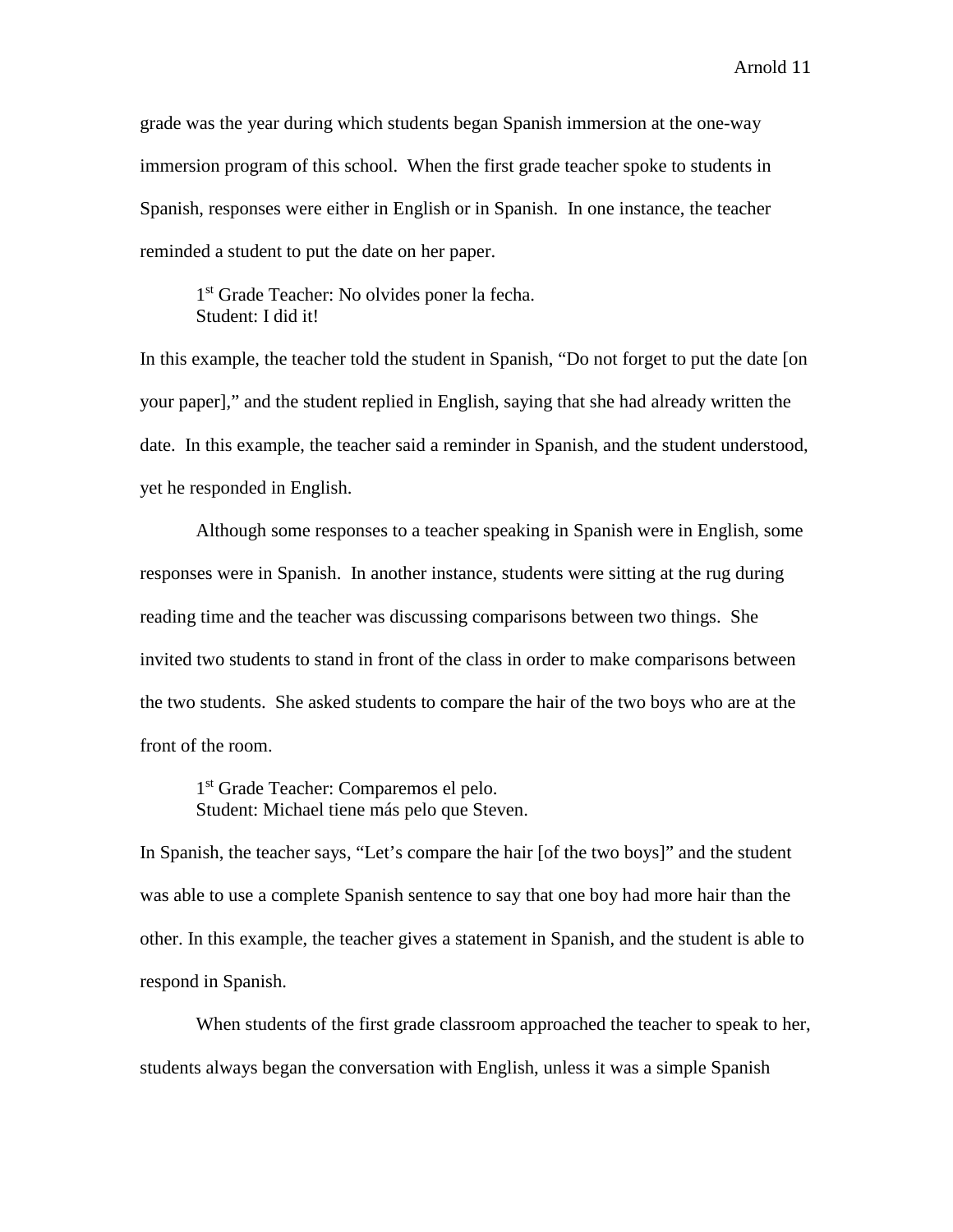grade was the year during which students began Spanish immersion at the one-way immersion program of this school. When the first grade teacher spoke to students in Spanish, responses were either in English or in Spanish. In one instance, the teacher reminded a student to put the date on her paper.

> 1st Grade Teacher: No olvides poner la fecha.
> Student: I did it!

In this example, the teacher told the student in Spanish, "Do not forget to put the date [on your paper]," and the student replied in English, saying that she had already written the date. In this example, the teacher said a reminder in Spanish, and the student understood, yet he responded in English.

Although some responses to a teacher speaking in Spanish were in English, some responses were in Spanish. In another instance, students were sitting at the rug during reading time and the teacher was discussing comparisons between two things. She invited two students to stand in front of the class in order to make comparisons between the two students. She asked students to compare the hair of the two boys who are at the front of the room.

> 1st Grade Teacher: Comparemos el pelo.
> Student: Michael tiene más pelo que Steven.

In Spanish, the teacher says, "Let's compare the hair [of the two boys]" and the student was able to use a complete Spanish sentence to say that one boy had more hair than the other. In this example, the teacher gives a statement in Spanish, and the student is able to respond in Spanish.

When students of the first grade classroom approached the teacher to speak to her, students always began the conversation with English, unless it was a simple Spanish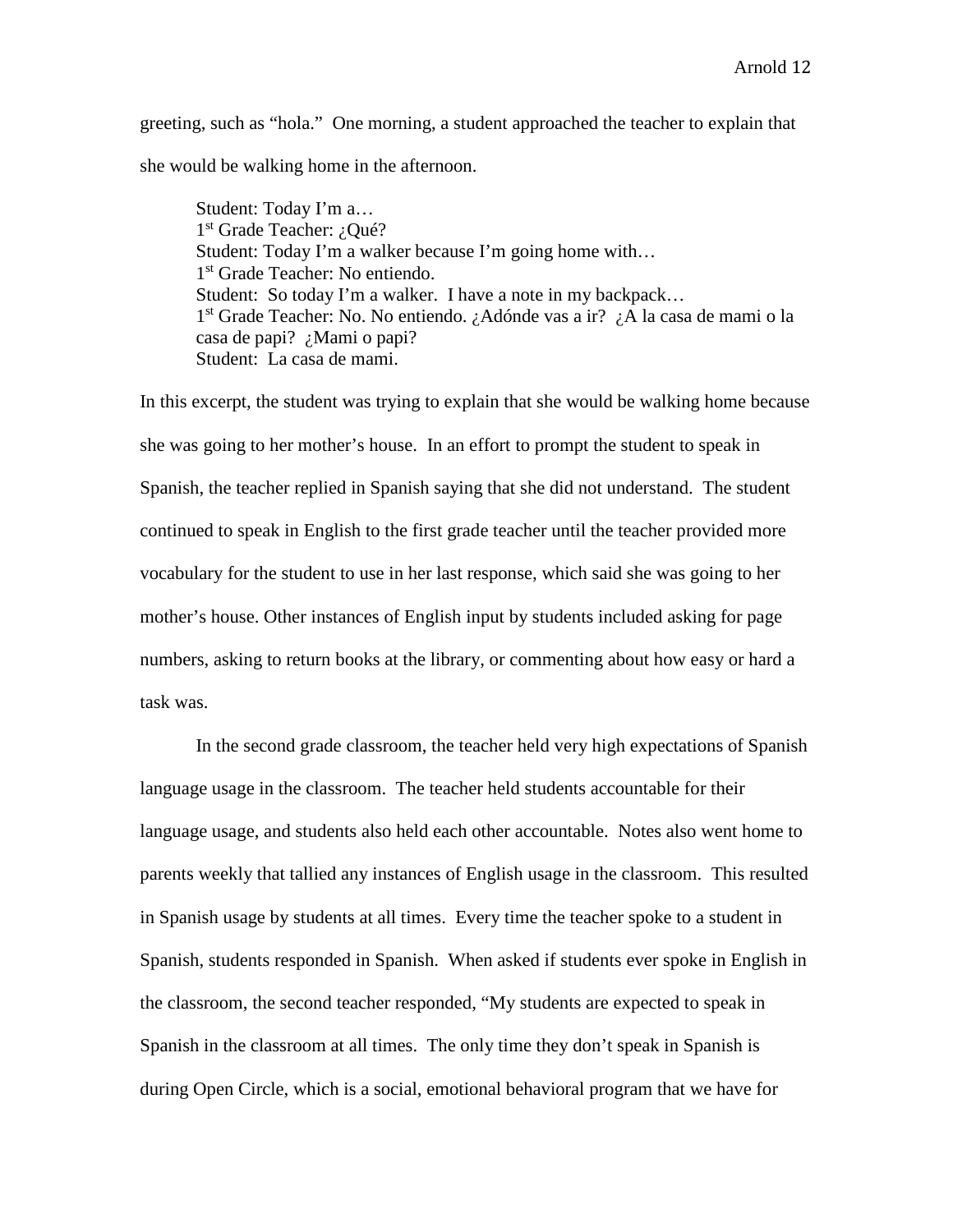greeting, such as "hola." One morning, a student approached the teacher to explain that she would be walking home in the afternoon.

> Student: Today I'm a…
> 1st Grade Teacher: ¿Qué?
> Student: Today I'm a walker because I'm going home with…
> 1st Grade Teacher: No entiendo.
> Student: So today I'm a walker. I have a note in my backpack…
> 1st Grade Teacher: No. No entiendo. ¿Adónde vas a ir? ¿A la casa de mami o la casa de papi? ¿Mami o papi?
> Student: La casa de mami.

In this excerpt, the student was trying to explain that she would be walking home because she was going to her mother's house. In an effort to prompt the student to speak in Spanish, the teacher replied in Spanish saying that she did not understand. The student continued to speak in English to the first grade teacher until the teacher provided more vocabulary for the student to use in her last response, which said she was going to her mother's house. Other instances of English input by students included asking for page numbers, asking to return books at the library, or commenting about how easy or hard a task was.

In the second grade classroom, the teacher held very high expectations of Spanish language usage in the classroom. The teacher held students accountable for their language usage, and students also held each other accountable. Notes also went home to parents weekly that tallied any instances of English usage in the classroom. This resulted in Spanish usage by students at all times. Every time the teacher spoke to a student in Spanish, students responded in Spanish. When asked if students ever spoke in English in the classroom, the second teacher responded, "My students are expected to speak in Spanish in the classroom at all times. The only time they don't speak in Spanish is during Open Circle, which is a social, emotional behavioral program that we have for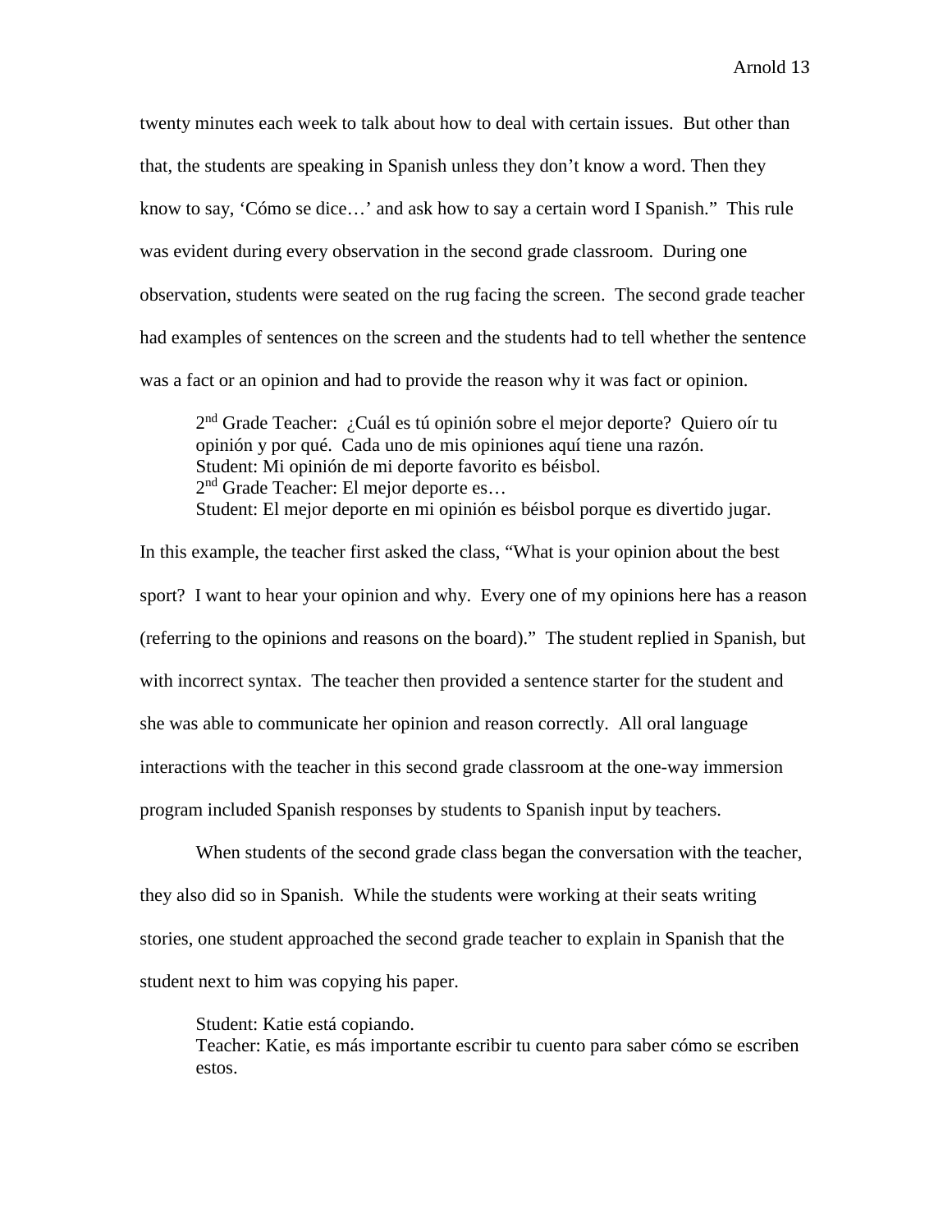twenty minutes each week to talk about how to deal with certain issues. But other than that, the students are speaking in Spanish unless they don't know a word. Then they know to say, 'Cómo se dice…' and ask how to say a certain word I Spanish." This rule was evident during every observation in the second grade classroom. During one observation, students were seated on the rug facing the screen. The second grade teacher had examples of sentences on the screen and the students had to tell whether the sentence was a fact or an opinion and had to provide the reason why it was fact or opinion.

> 2nd Grade Teacher: ¿Cuál es tú opinión sobre el mejor deporte? Quiero oír tu opinión y por qué. Cada uno de mis opiniones aquí tiene una razón.
> Student: Mi opinión de mi deporte favorito es béisbol.
> 2nd Grade Teacher: El mejor deporte es…
> Student: El mejor deporte en mi opinión es béisbol porque es divertido jugar.

In this example, the teacher first asked the class, "What is your opinion about the best sport? I want to hear your opinion and why. Every one of my opinions here has a reason (referring to the opinions and reasons on the board)." The student replied in Spanish, but with incorrect syntax. The teacher then provided a sentence starter for the student and she was able to communicate her opinion and reason correctly. All oral language interactions with the teacher in this second grade classroom at the one-way immersion program included Spanish responses by students to Spanish input by teachers.

When students of the second grade class began the conversation with the teacher, they also did so in Spanish. While the students were working at their seats writing stories, one student approached the second grade teacher to explain in Spanish that the student next to him was copying his paper.

> Student: Katie está copiando.
> Teacher: Katie, es más importante escribir tu cuento para saber cómo se escriben estos.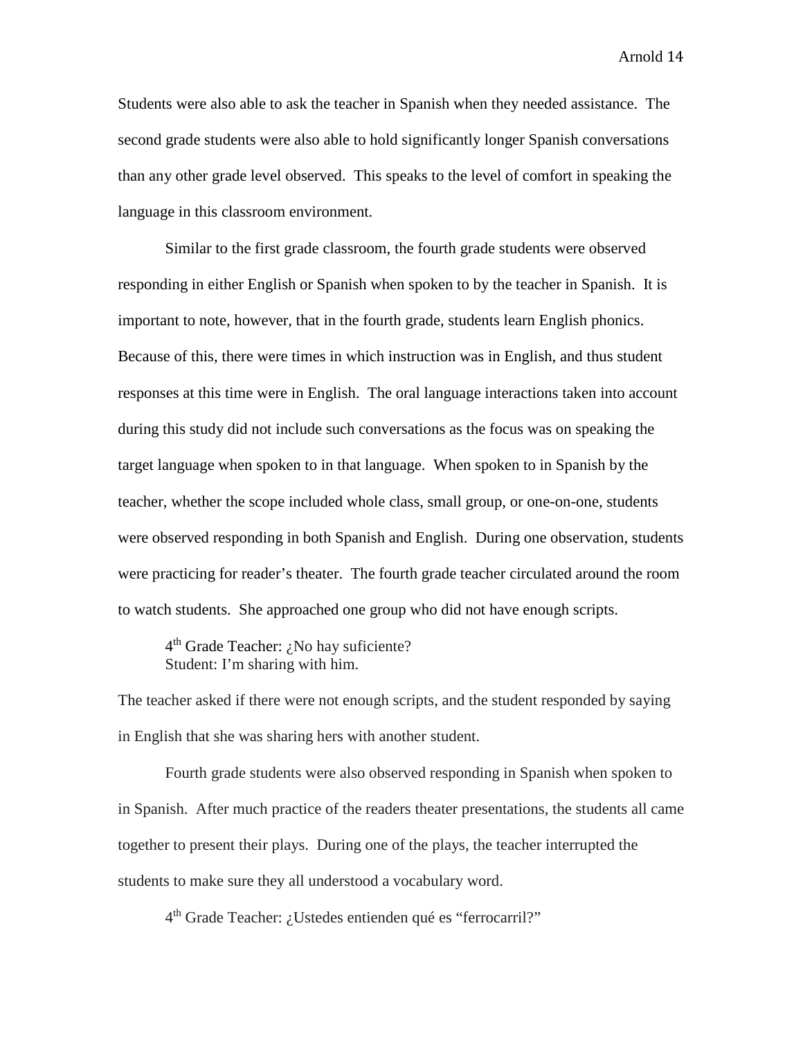Students were also able to ask the teacher in Spanish when they needed assistance. The second grade students were also able to hold significantly longer Spanish conversations than any other grade level observed. This speaks to the level of comfort in speaking the language in this classroom environment.

Similar to the first grade classroom, the fourth grade students were observed responding in either English or Spanish when spoken to by the teacher in Spanish. It is important to note, however, that in the fourth grade, students learn English phonics. Because of this, there were times in which instruction was in English, and thus student responses at this time were in English. The oral language interactions taken into account during this study did not include such conversations as the focus was on speaking the target language when spoken to in that language. When spoken to in Spanish by the teacher, whether the scope included whole class, small group, or one-on-one, students were observed responding in both Spanish and English. During one observation, students were practicing for reader's theater. The fourth grade teacher circulated around the room to watch students. She approached one group who did not have enough scripts.

4th Grade Teacher: ¿No hay suficiente?
Student: I'm sharing with him.

The teacher asked if there were not enough scripts, and the student responded by saying in English that she was sharing hers with another student.

Fourth grade students were also observed responding in Spanish when spoken to in Spanish. After much practice of the readers theater presentations, the students all came together to present their plays. During one of the plays, the teacher interrupted the students to make sure they all understood a vocabulary word.

4th Grade Teacher: ¿Ustedes entienden qué es "ferrocarril?"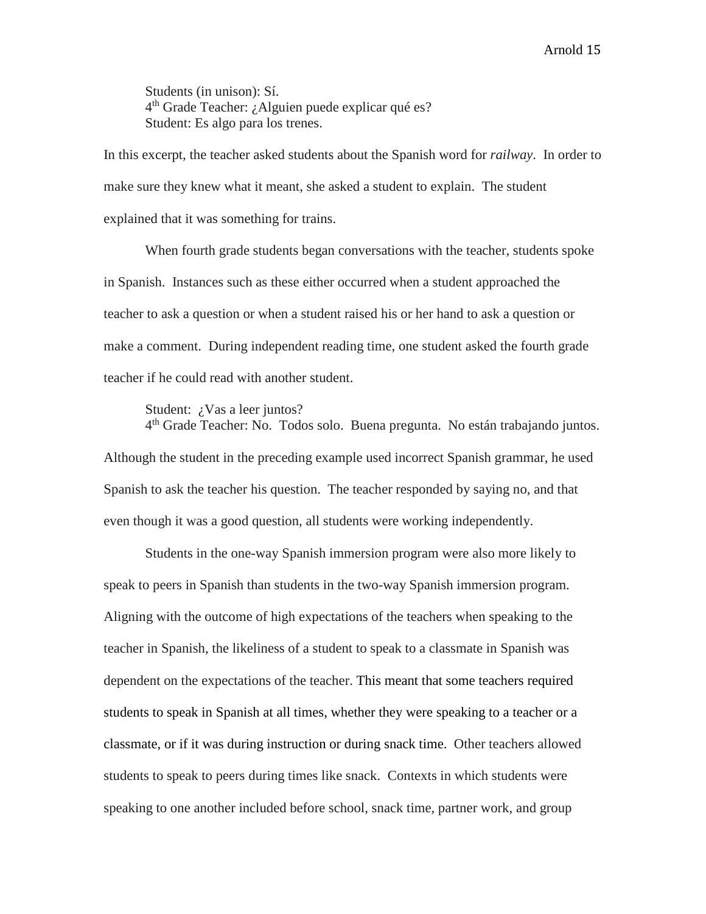Students (in unison): Sí.
4th Grade Teacher: ¿Alguien puede explicar qué es?
Student: Es algo para los trenes.

In this excerpt, the teacher asked students about the Spanish word for *railway*. In order to make sure they knew what it meant, she asked a student to explain. The student explained that it was something for trains.

When fourth grade students began conversations with the teacher, students spoke in Spanish. Instances such as these either occurred when a student approached the teacher to ask a question or when a student raised his or her hand to ask a question or make a comment. During independent reading time, one student asked the fourth grade teacher if he could read with another student.

Student: ¿Vas a leer juntos?
4th Grade Teacher: No. Todos solo. Buena pregunta. No están trabajando juntos.

Although the student in the preceding example used incorrect Spanish grammar, he used Spanish to ask the teacher his question. The teacher responded by saying no, and that even though it was a good question, all students were working independently.

Students in the one-way Spanish immersion program were also more likely to speak to peers in Spanish than students in the two-way Spanish immersion program. Aligning with the outcome of high expectations of the teachers when speaking to the teacher in Spanish, the likeliness of a student to speak to a classmate in Spanish was dependent on the expectations of the teacher. This meant that some teachers required students to speak in Spanish at all times, whether they were speaking to a teacher or a classmate, or if it was during instruction or during snack time. Other teachers allowed students to speak to peers during times like snack. Contexts in which students were speaking to one another included before school, snack time, partner work, and group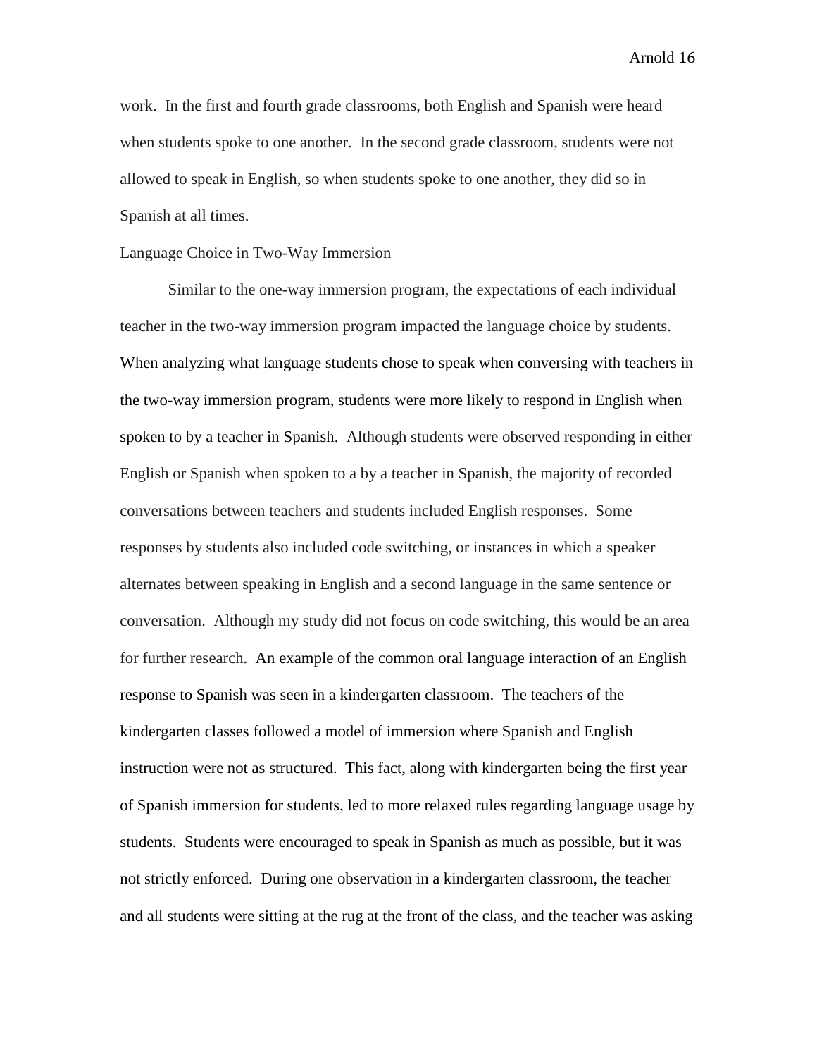work. In the first and fourth grade classrooms, both English and Spanish were heard when students spoke to one another. In the second grade classroom, students were not allowed to speak in English, so when students spoke to one another, they did so in Spanish at all times.

## Language Choice in Two-Way Immersion

Similar to the one-way immersion program, the expectations of each individual teacher in the two-way immersion program impacted the language choice by students. When analyzing what language students chose to speak when conversing with teachers in the two-way immersion program, students were more likely to respond in English when spoken to by a teacher in Spanish. Although students were observed responding in either English or Spanish when spoken to a by a teacher in Spanish, the majority of recorded conversations between teachers and students included English responses. Some responses by students also included code switching, or instances in which a speaker alternates between speaking in English and a second language in the same sentence or conversation. Although my study did not focus on code switching, this would be an area for further research. An example of the common oral language interaction of an English response to Spanish was seen in a kindergarten classroom. The teachers of the kindergarten classes followed a model of immersion where Spanish and English instruction were not as structured. This fact, along with kindergarten being the first year of Spanish immersion for students, led to more relaxed rules regarding language usage by students. Students were encouraged to speak in Spanish as much as possible, but it was not strictly enforced. During one observation in a kindergarten classroom, the teacher and all students were sitting at the rug at the front of the class, and the teacher was asking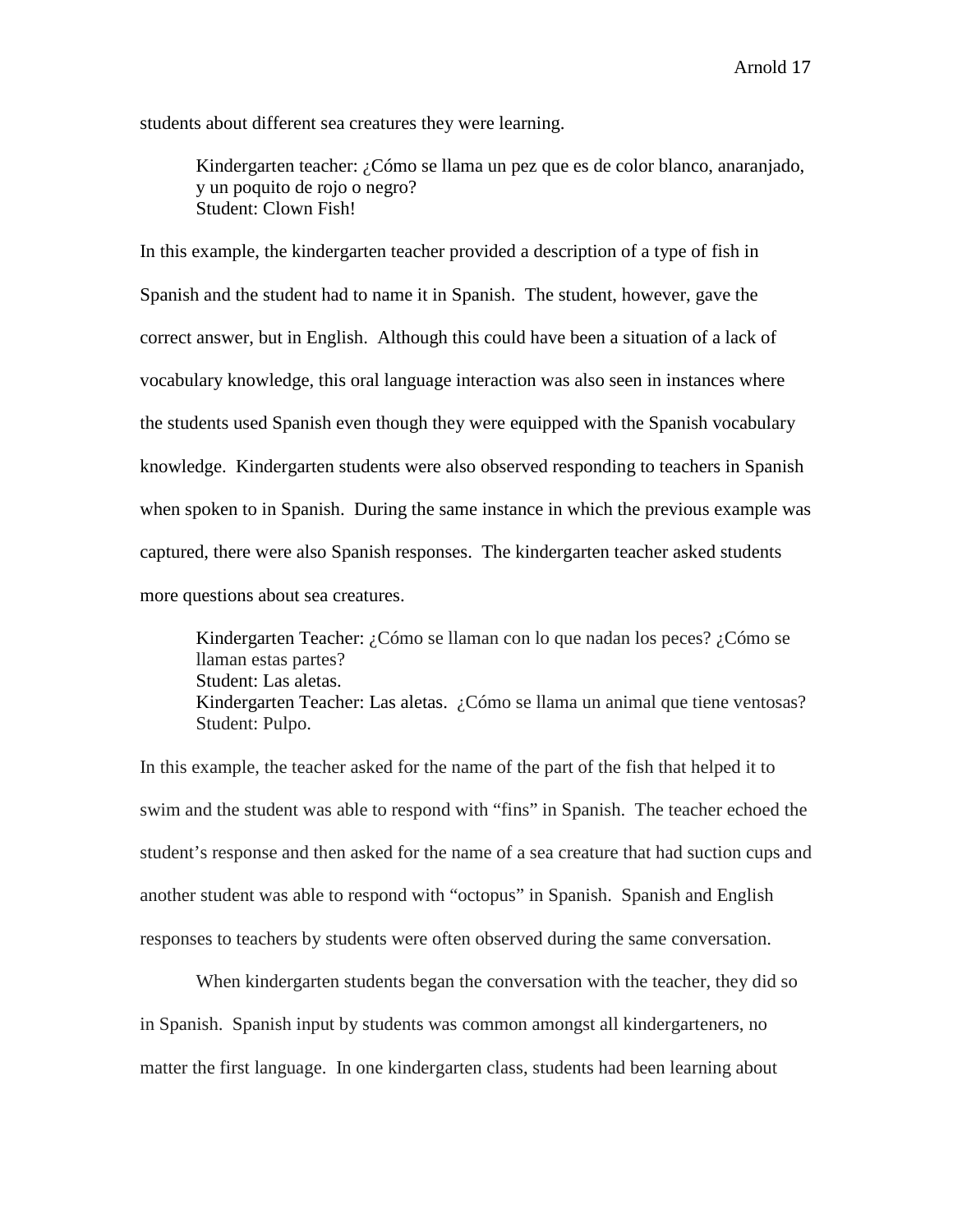students about different sea creatures they were learning.

> Kindergarten teacher: ¿Cómo se llama un pez que es de color blanco, anaranjado, y un poquito de rojo o negro?
> Student: Clown Fish!

In this example, the kindergarten teacher provided a description of a type of fish in Spanish and the student had to name it in Spanish. The student, however, gave the correct answer, but in English. Although this could have been a situation of a lack of vocabulary knowledge, this oral language interaction was also seen in instances where the students used Spanish even though they were equipped with the Spanish vocabulary knowledge. Kindergarten students were also observed responding to teachers in Spanish when spoken to in Spanish. During the same instance in which the previous example was captured, there were also Spanish responses. The kindergarten teacher asked students more questions about sea creatures.

> Kindergarten Teacher: ¿Cómo se llaman con lo que nadan los peces? ¿Cómo se llaman estas partes?
> Student: Las aletas.
> Kindergarten Teacher: Las aletas. ¿Cómo se llama un animal que tiene ventosas?
> Student: Pulpo.

In this example, the teacher asked for the name of the part of the fish that helped it to swim and the student was able to respond with "fins" in Spanish. The teacher echoed the student's response and then asked for the name of a sea creature that had suction cups and another student was able to respond with "octopus" in Spanish. Spanish and English responses to teachers by students were often observed during the same conversation.

When kindergarten students began the conversation with the teacher, they did so in Spanish. Spanish input by students was common amongst all kindergarteners, no matter the first language. In one kindergarten class, students had been learning about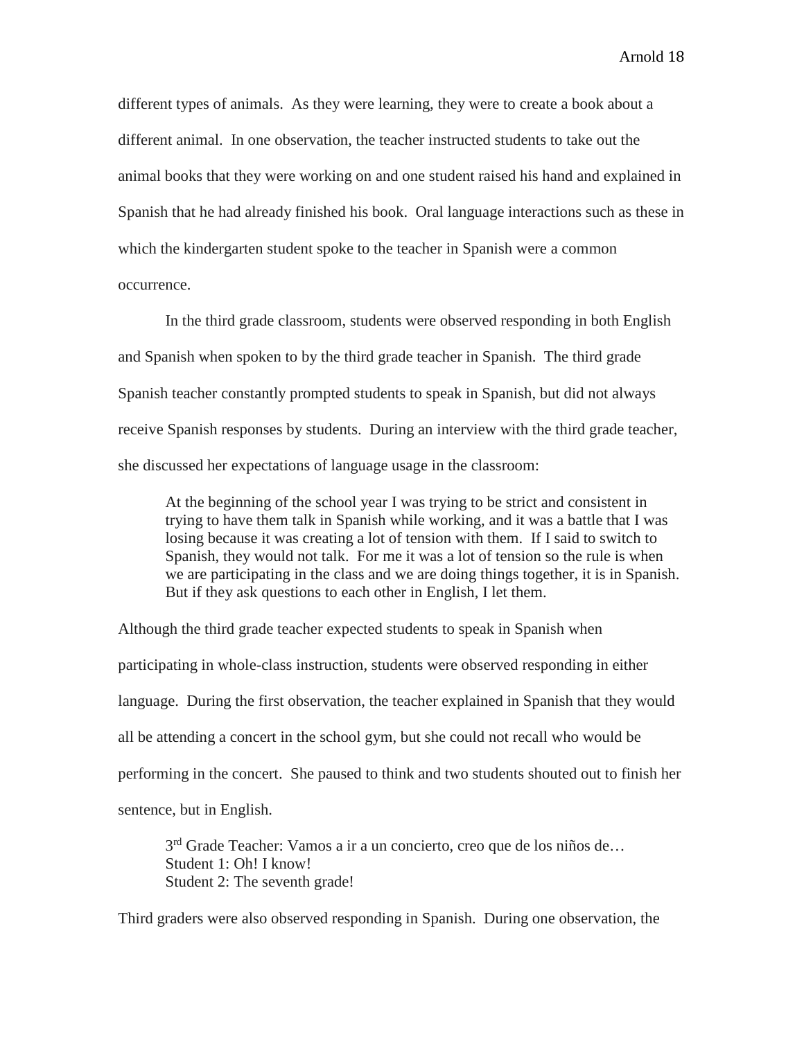different types of animals. As they were learning, they were to create a book about a different animal. In one observation, the teacher instructed students to take out the animal books that they were working on and one student raised his hand and explained in Spanish that he had already finished his book. Oral language interactions such as these in which the kindergarten student spoke to the teacher in Spanish were a common occurrence.

In the third grade classroom, students were observed responding in both English and Spanish when spoken to by the third grade teacher in Spanish. The third grade Spanish teacher constantly prompted students to speak in Spanish, but did not always receive Spanish responses by students. During an interview with the third grade teacher, she discussed her expectations of language usage in the classroom:

> At the beginning of the school year I was trying to be strict and consistent in trying to have them talk in Spanish while working, and it was a battle that I was losing because it was creating a lot of tension with them. If I said to switch to Spanish, they would not talk. For me it was a lot of tension so the rule is when we are participating in the class and we are doing things together, it is in Spanish. But if they ask questions to each other in English, I let them.

Although the third grade teacher expected students to speak in Spanish when participating in whole-class instruction, students were observed responding in either language. During the first observation, the teacher explained in Spanish that they would all be attending a concert in the school gym, but she could not recall who would be performing in the concert. She paused to think and two students shouted out to finish her sentence, but in English.

> 3rd Grade Teacher: Vamos a ir a un concierto, creo que de los niños de…
> Student 1: Oh! I know!
> Student 2: The seventh grade!

Third graders were also observed responding in Spanish. During one observation, the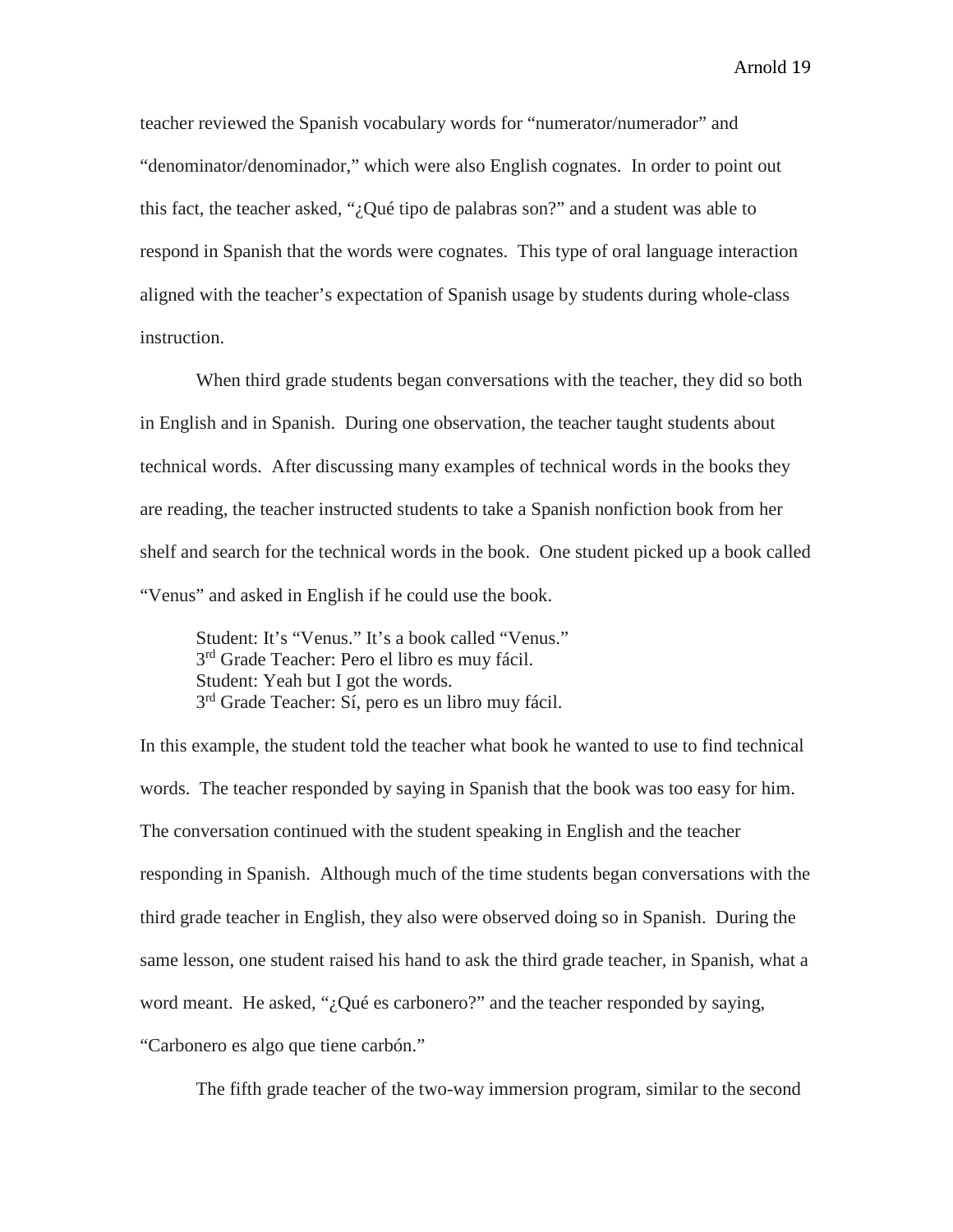teacher reviewed the Spanish vocabulary words for “numerator/numerador” and “denominator/denominador,” which were also English cognates. In order to point out this fact, the teacher asked, “¿Qué tipo de palabras son?” and a student was able to respond in Spanish that the words were cognates. This type of oral language interaction aligned with the teacher’s expectation of Spanish usage by students during whole-class instruction.

When third grade students began conversations with the teacher, they did so both in English and in Spanish. During one observation, the teacher taught students about technical words. After discussing many examples of technical words in the books they are reading, the teacher instructed students to take a Spanish nonfiction book from her shelf and search for the technical words in the book. One student picked up a book called “Venus” and asked in English if he could use the book.

> Student: It’s “Venus.” It’s a book called “Venus.”
> 3rd Grade Teacher: Pero el libro es muy fácil.
> Student: Yeah but I got the words.
> 3rd Grade Teacher: Sí, pero es un libro muy fácil.

In this example, the student told the teacher what book he wanted to use to find technical words. The teacher responded by saying in Spanish that the book was too easy for him. The conversation continued with the student speaking in English and the teacher responding in Spanish. Although much of the time students began conversations with the third grade teacher in English, they also were observed doing so in Spanish. During the same lesson, one student raised his hand to ask the third grade teacher, in Spanish, what a word meant. He asked, “¿Qué es carbonero?” and the teacher responded by saying, “Carbonero es algo que tiene carbón.”

The fifth grade teacher of the two-way immersion program, similar to the second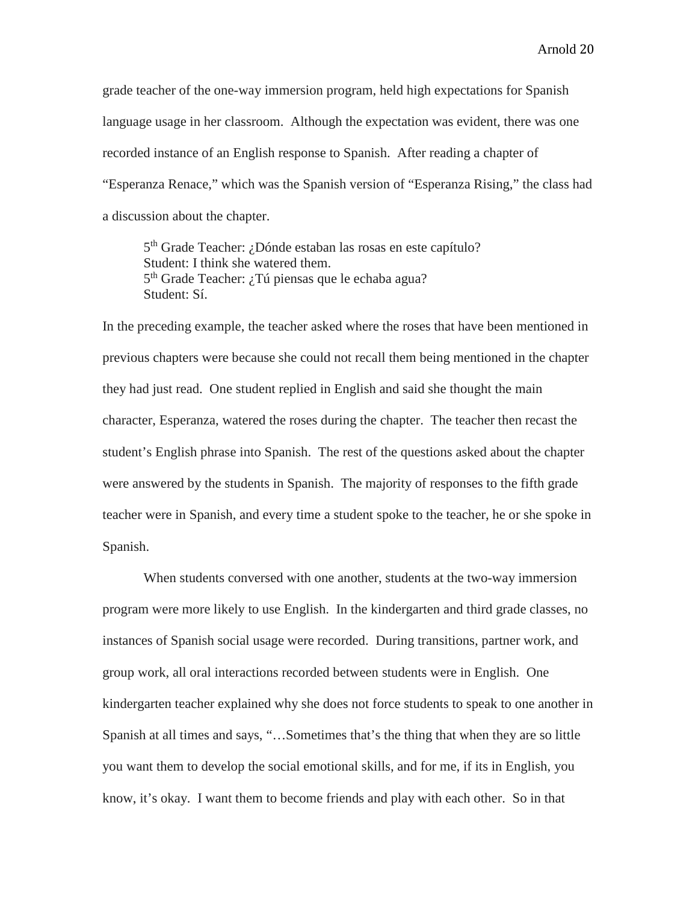grade teacher of the one-way immersion program, held high expectations for Spanish language usage in her classroom. Although the expectation was evident, there was one recorded instance of an English response to Spanish. After reading a chapter of "Esperanza Renace," which was the Spanish version of "Esperanza Rising," the class had a discussion about the chapter.

> 5th Grade Teacher: ¿Dónde estaban las rosas en este capítulo?
> Student: I think she watered them.
> 5th Grade Teacher: ¿Tú piensas que le echaba agua?
> Student: Sí.

In the preceding example, the teacher asked where the roses that have been mentioned in previous chapters were because she could not recall them being mentioned in the chapter they had just read. One student replied in English and said she thought the main character, Esperanza, watered the roses during the chapter. The teacher then recast the student's English phrase into Spanish. The rest of the questions asked about the chapter were answered by the students in Spanish. The majority of responses to the fifth grade teacher were in Spanish, and every time a student spoke to the teacher, he or she spoke in Spanish.

When students conversed with one another, students at the two-way immersion program were more likely to use English. In the kindergarten and third grade classes, no instances of Spanish social usage were recorded. During transitions, partner work, and group work, all oral interactions recorded between students were in English. One kindergarten teacher explained why she does not force students to speak to one another in Spanish at all times and says, "…Sometimes that's the thing that when they are so little you want them to develop the social emotional skills, and for me, if its in English, you know, it's okay. I want them to become friends and play with each other. So in that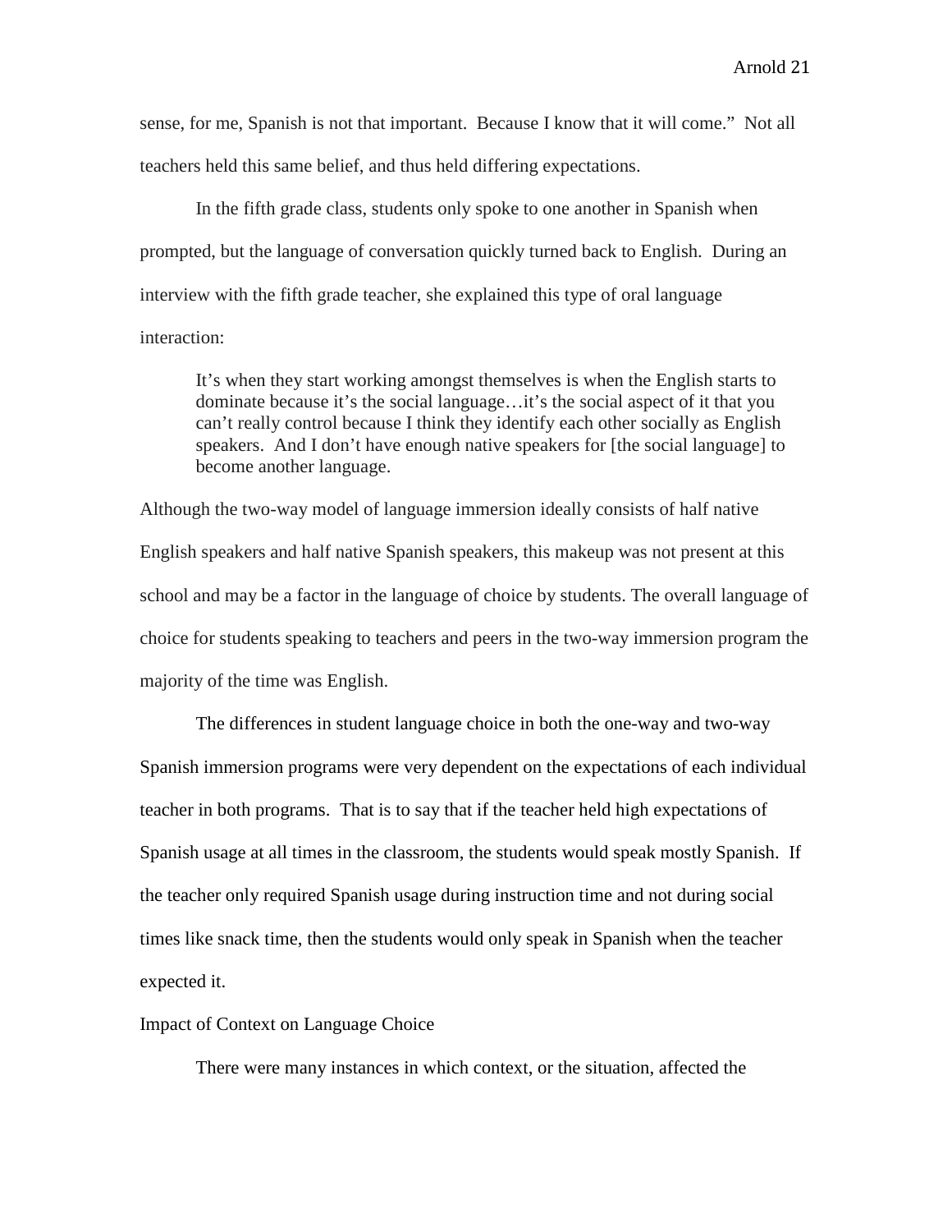sense, for me, Spanish is not that important.  Because I know that it will come."  Not all teachers held this same belief, and thus held differing expectations.

In the fifth grade class, students only spoke to one another in Spanish when prompted, but the language of conversation quickly turned back to English.  During an interview with the fifth grade teacher, she explained this type of oral language interaction:

> It's when they start working amongst themselves is when the English starts to dominate because it's the social language…it's the social aspect of it that you can't really control because I think they identify each other socially as English speakers.  And I don't have enough native speakers for [the social language] to become another language.

Although the two-way model of language immersion ideally consists of half native English speakers and half native Spanish speakers, this makeup was not present at this school and may be a factor in the language of choice by students. The overall language of choice for students speaking to teachers and peers in the two-way immersion program the majority of the time was English.

The differences in student language choice in both the one-way and two-way Spanish immersion programs were very dependent on the expectations of each individual teacher in both programs.  That is to say that if the teacher held high expectations of Spanish usage at all times in the classroom, the students would speak mostly Spanish.  If the teacher only required Spanish usage during instruction time and not during social times like snack time, then the students would only speak in Spanish when the teacher expected it.

## Impact of Context on Language Choice

There were many instances in which context, or the situation, affected the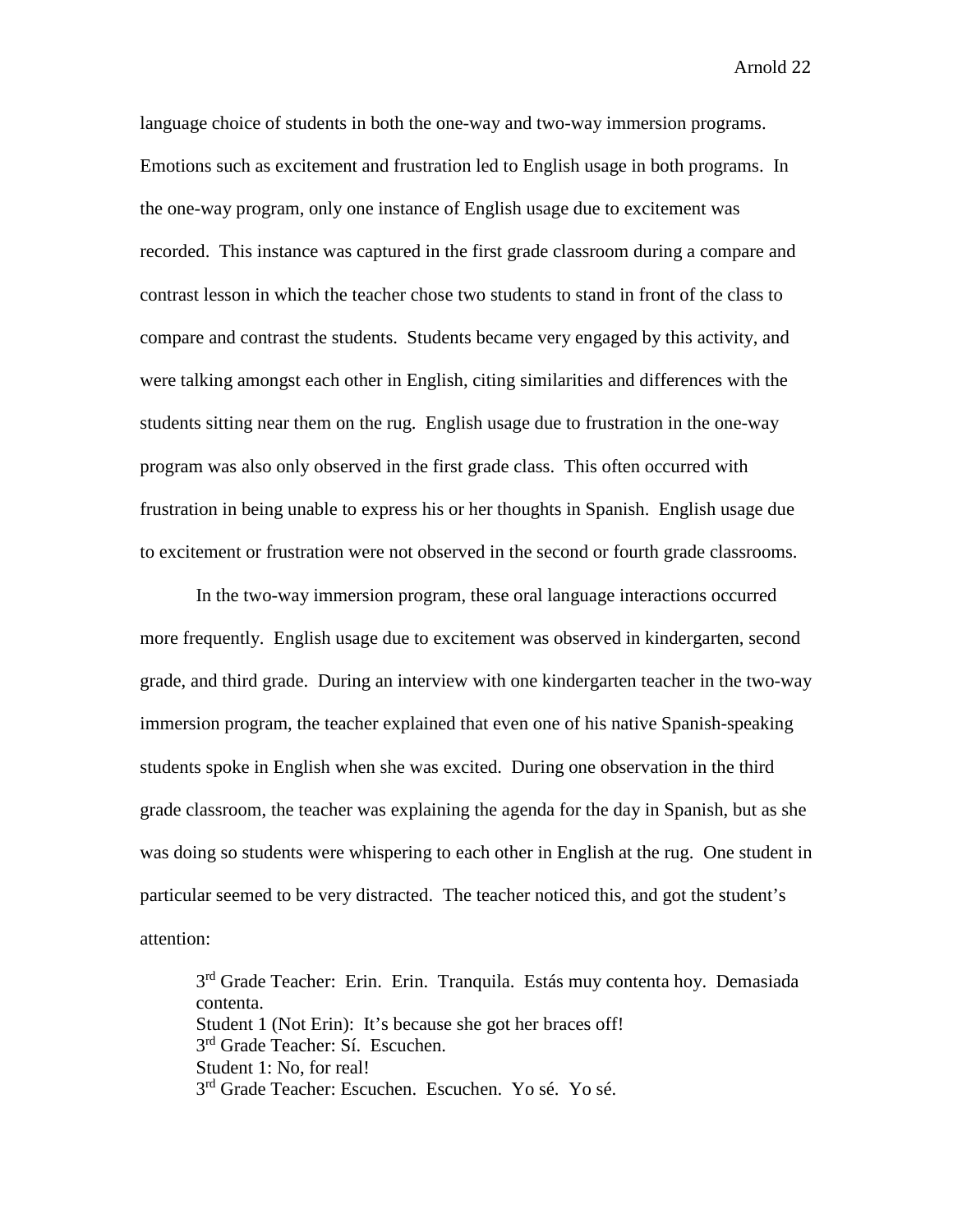language choice of students in both the one-way and two-way immersion programs. Emotions such as excitement and frustration led to English usage in both programs. In the one-way program, only one instance of English usage due to excitement was recorded. This instance was captured in the first grade classroom during a compare and contrast lesson in which the teacher chose two students to stand in front of the class to compare and contrast the students. Students became very engaged by this activity, and were talking amongst each other in English, citing similarities and differences with the students sitting near them on the rug. English usage due to frustration in the one-way program was also only observed in the first grade class. This often occurred with frustration in being unable to express his or her thoughts in Spanish. English usage due to excitement or frustration were not observed in the second or fourth grade classrooms.

In the two-way immersion program, these oral language interactions occurred more frequently. English usage due to excitement was observed in kindergarten, second grade, and third grade. During an interview with one kindergarten teacher in the two-way immersion program, the teacher explained that even one of his native Spanish-speaking students spoke in English when she was excited. During one observation in the third grade classroom, the teacher was explaining the agenda for the day in Spanish, but as she was doing so students were whispering to each other in English at the rug. One student in particular seemed to be very distracted. The teacher noticed this, and got the student's attention:

> 3rd Grade Teacher: Erin. Erin. Tranquila. Estás muy contenta hoy. Demasiada contenta.
> Student 1 (Not Erin): It's because she got her braces off!
> 3rd Grade Teacher: Sí. Escuchen.
> Student 1: No, for real!
> 3rd Grade Teacher: Escuchen. Escuchen. Yo sé. Yo sé.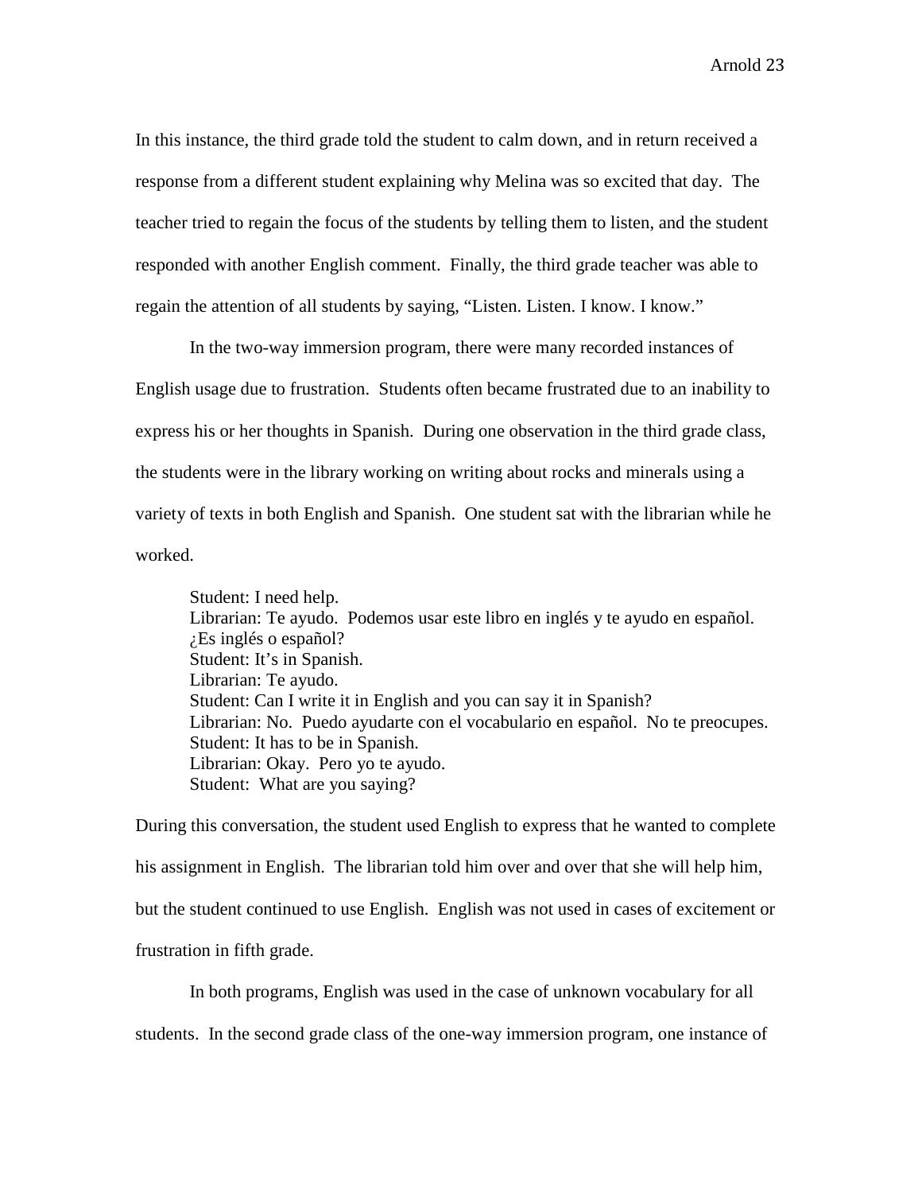In this instance, the third grade told the student to calm down, and in return received a response from a different student explaining why Melina was so excited that day. The teacher tried to regain the focus of the students by telling them to listen, and the student responded with another English comment. Finally, the third grade teacher was able to regain the attention of all students by saying, "Listen. Listen. I know. I know."

In the two-way immersion program, there were many recorded instances of English usage due to frustration. Students often became frustrated due to an inability to express his or her thoughts in Spanish. During one observation in the third grade class, the students were in the library working on writing about rocks and minerals using a variety of texts in both English and Spanish. One student sat with the librarian while he worked.

> Student: I need help.
> Librarian: Te ayudo. Podemos usar este libro en inglés y te ayudo en español. ¿Es inglés o español?
> Student: It's in Spanish.
> Librarian: Te ayudo.
> Student: Can I write it in English and you can say it in Spanish?
> Librarian: No. Puedo ayudarte con el vocabulario en español. No te preocupes.
> Student: It has to be in Spanish.
> Librarian: Okay. Pero yo te ayudo.
> Student: What are you saying?

During this conversation, the student used English to express that he wanted to complete his assignment in English. The librarian told him over and over that she will help him, but the student continued to use English. English was not used in cases of excitement or frustration in fifth grade.

In both programs, English was used in the case of unknown vocabulary for all students. In the second grade class of the one-way immersion program, one instance of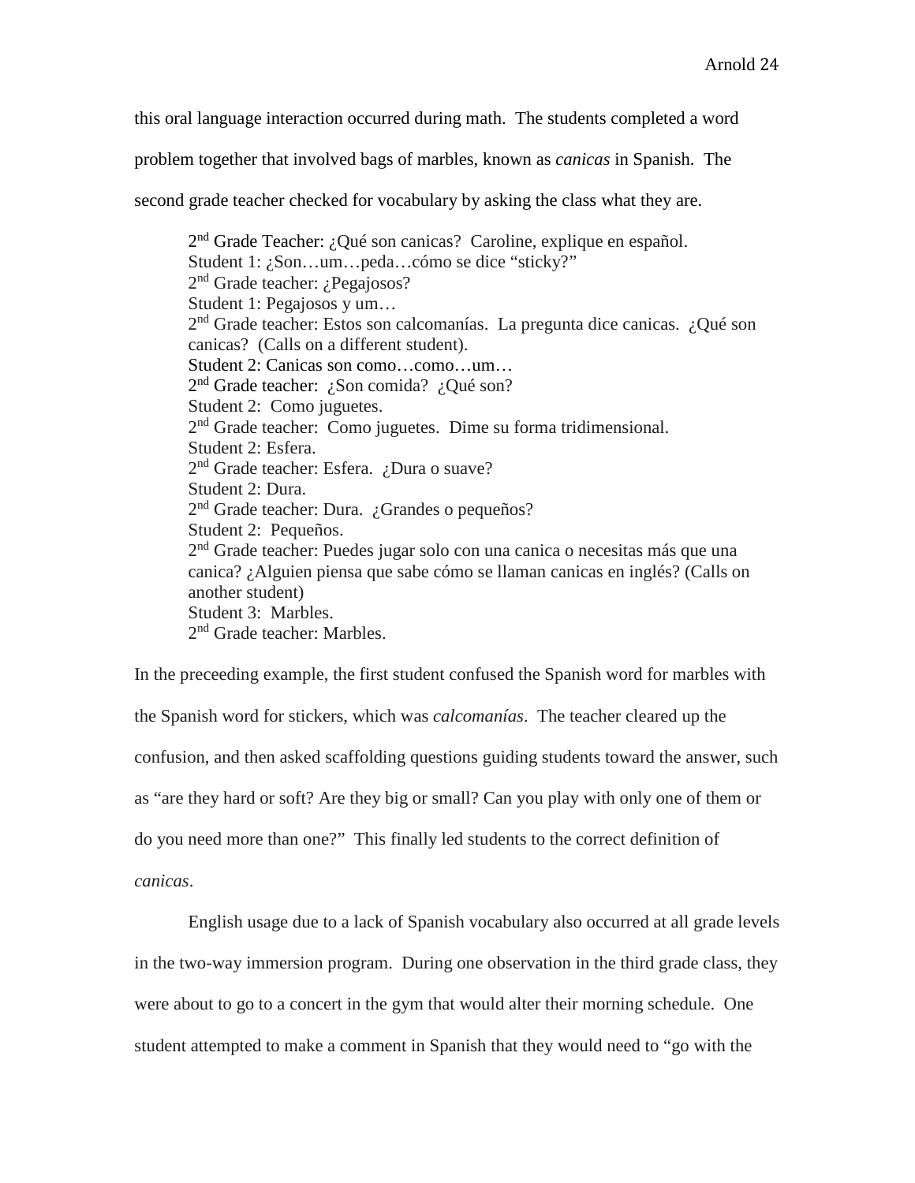this oral language interaction occurred during math. The students completed a word problem together that involved bags of marbles, known as *canicas* in Spanish. The second grade teacher checked for vocabulary by asking the class what they are.

> 2nd Grade Teacher: ¿Qué son canicas? Caroline, explique en español.
> Student 1: ¿Son…um…peda…cómo se dice "sticky?"
> 2nd Grade teacher: ¿Pegajosos?
> Student 1: Pegajosos y um…
> 2nd Grade teacher: Estos son calcomanías. La pregunta dice canicas. ¿Qué son canicas? (Calls on a different student).
> Student 2: Canicas son como…como…um…
> 2nd Grade teacher: ¿Son comida? ¿Qué son?
> Student 2: Como juguetes.
> 2nd Grade teacher: Como juguetes. Dime su forma tridimensional.
> Student 2: Esfera.
> 2nd Grade teacher: Esfera. ¿Dura o suave?
> Student 2: Dura.
> 2nd Grade teacher: Dura. ¿Grandes o pequeños?
> Student 2: Pequeños.
> 2nd Grade teacher: Puedes jugar solo con una canica o necesitas más que una canica? ¿Alguien piensa que sabe cómo se llaman canicas en inglés? (Calls on another student)
> Student 3: Marbles.
> 2nd Grade teacher: Marbles.

In the preceeding example, the first student confused the Spanish word for marbles with the Spanish word for stickers, which was *calcomanías*. The teacher cleared up the confusion, and then asked scaffolding questions guiding students toward the answer, such as "are they hard or soft? Are they big or small? Can you play with only one of them or do you need more than one?" This finally led students to the correct definition of *canicas*.

English usage due to a lack of Spanish vocabulary also occurred at all grade levels in the two-way immersion program. During one observation in the third grade class, they were about to go to a concert in the gym that would alter their morning schedule. One student attempted to make a comment in Spanish that they would need to "go with the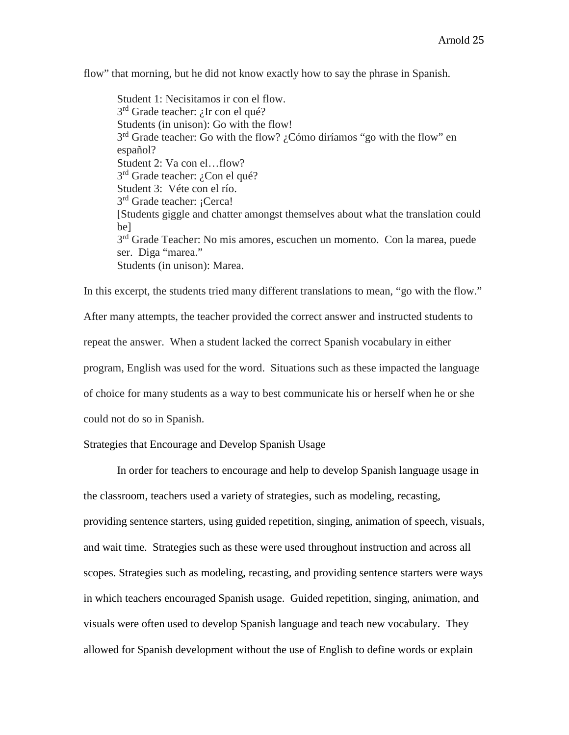flow" that morning, but he did not know exactly how to say the phrase in Spanish.

> Student 1: Necisitamos ir con el flow.
> 3rd Grade teacher: ¿Ir con el qué?
> Students (in unison): Go with the flow!
> 3rd Grade teacher: Go with the flow? ¿Cómo diríamos "go with the flow" en español?
> Student 2: Va con el…flow?
> 3rd Grade teacher: ¿Con el qué?
> Student 3: Véte con el río.
> 3rd Grade teacher: ¡Cerca!
> [Students giggle and chatter amongst themselves about what the translation could be]
> 3rd Grade Teacher: No mis amores, escuchen un momento. Con la marea, puede ser. Diga "marea."
> Students (in unison): Marea.

In this excerpt, the students tried many different translations to mean, "go with the flow." After many attempts, the teacher provided the correct answer and instructed students to repeat the answer. When a student lacked the correct Spanish vocabulary in either program, English was used for the word. Situations such as these impacted the language of choice for many students as a way to best communicate his or herself when he or she could not do so in Spanish.

Strategies that Encourage and Develop Spanish Usage

In order for teachers to encourage and help to develop Spanish language usage in the classroom, teachers used a variety of strategies, such as modeling, recasting, providing sentence starters, using guided repetition, singing, animation of speech, visuals, and wait time. Strategies such as these were used throughout instruction and across all scopes. Strategies such as modeling, recasting, and providing sentence starters were ways in which teachers encouraged Spanish usage. Guided repetition, singing, animation, and visuals were often used to develop Spanish language and teach new vocabulary. They allowed for Spanish development without the use of English to define words or explain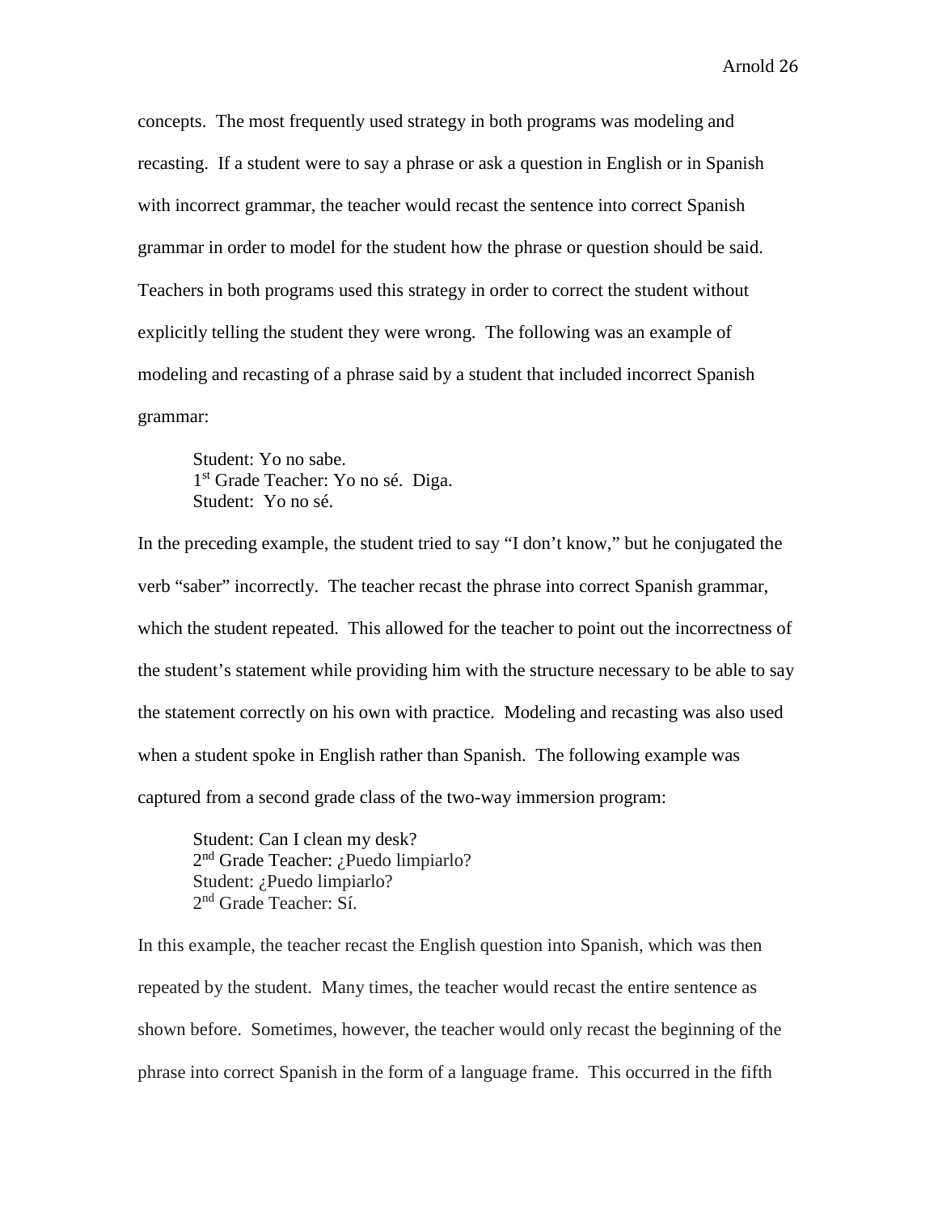concepts. The most frequently used strategy in both programs was modeling and recasting. If a student were to say a phrase or ask a question in English or in Spanish with incorrect grammar, the teacher would recast the sentence into correct Spanish grammar in order to model for the student how the phrase or question should be said. Teachers in both programs used this strategy in order to correct the student without explicitly telling the student they were wrong. The following was an example of modeling and recasting of a phrase said by a student that included incorrect Spanish grammar:

> Student: Yo no sabe.
> 1st Grade Teacher: Yo no sé. Diga.
> Student: Yo no sé.

In the preceding example, the student tried to say "I don't know," but he conjugated the verb "saber" incorrectly. The teacher recast the phrase into correct Spanish grammar, which the student repeated. This allowed for the teacher to point out the incorrectness of the student's statement while providing him with the structure necessary to be able to say the statement correctly on his own with practice. Modeling and recasting was also used when a student spoke in English rather than Spanish. The following example was captured from a second grade class of the two-way immersion program:

> Student: Can I clean my desk?
> 2nd Grade Teacher: ¿Puedo limpiarlo?
> Student: ¿Puedo limpiarlo?
> 2nd Grade Teacher: Sí.

In this example, the teacher recast the English question into Spanish, which was then repeated by the student. Many times, the teacher would recast the entire sentence as shown before. Sometimes, however, the teacher would only recast the beginning of the phrase into correct Spanish in the form of a language frame. This occurred in the fifth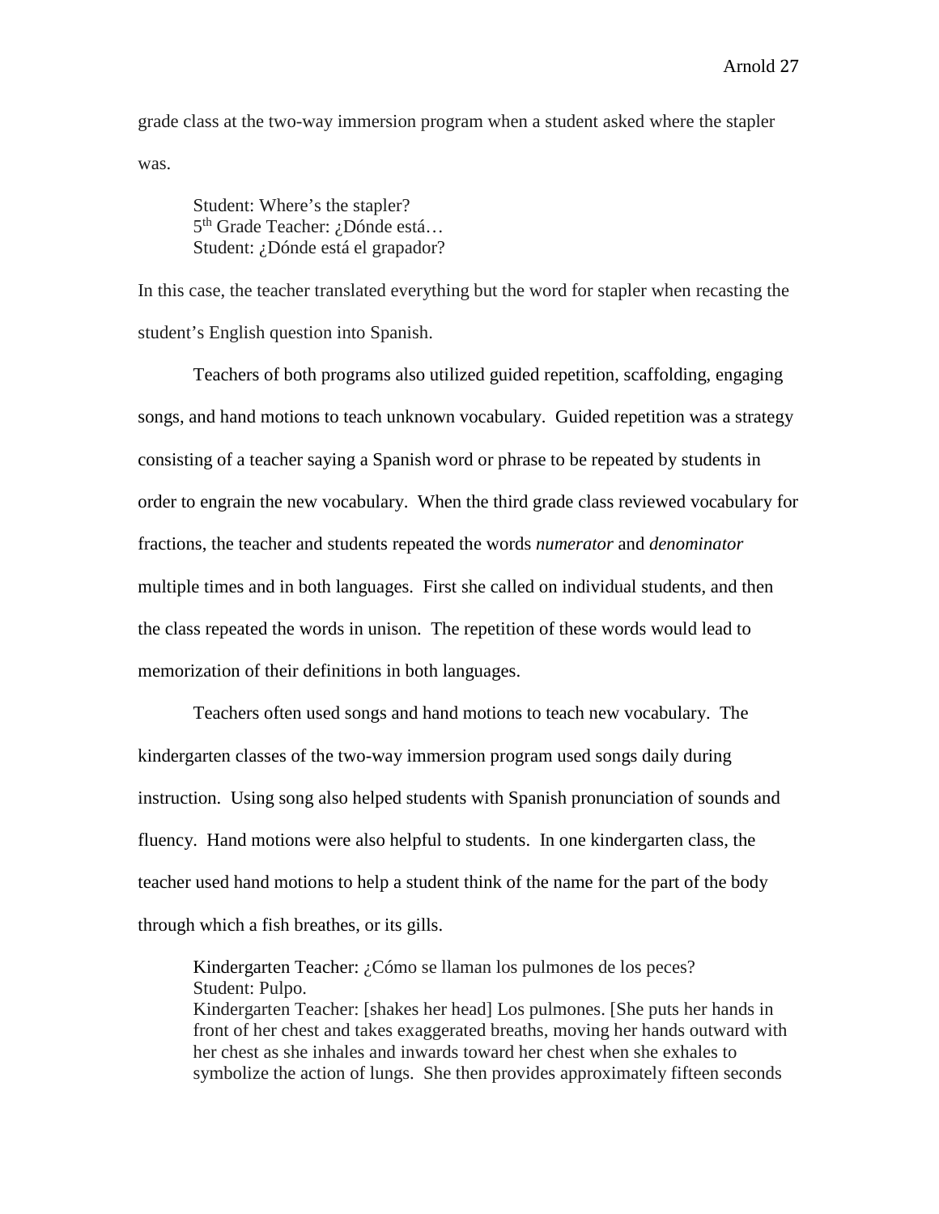grade class at the two-way immersion program when a student asked where the stapler was.

> Student: Where's the stapler?
> 5th Grade Teacher: ¿Dónde está…
> Student: ¿Dónde está el grapador?

In this case, the teacher translated everything but the word for stapler when recasting the student's English question into Spanish.

Teachers of both programs also utilized guided repetition, scaffolding, engaging songs, and hand motions to teach unknown vocabulary. Guided repetition was a strategy consisting of a teacher saying a Spanish word or phrase to be repeated by students in order to engrain the new vocabulary. When the third grade class reviewed vocabulary for fractions, the teacher and students repeated the words *numerator* and *denominator* multiple times and in both languages. First she called on individual students, and then the class repeated the words in unison. The repetition of these words would lead to memorization of their definitions in both languages.

Teachers often used songs and hand motions to teach new vocabulary. The kindergarten classes of the two-way immersion program used songs daily during instruction. Using song also helped students with Spanish pronunciation of sounds and fluency. Hand motions were also helpful to students. In one kindergarten class, the teacher used hand motions to help a student think of the name for the part of the body through which a fish breathes, or its gills.

> Kindergarten Teacher: ¿Cómo se llaman los pulmones de los peces?
> Student: Pulpo.
> Kindergarten Teacher: [shakes her head] Los pulmones. [She puts her hands in front of her chest and takes exaggerated breaths, moving her hands outward with her chest as she inhales and inwards toward her chest when she exhales to symbolize the action of lungs. She then provides approximately fifteen seconds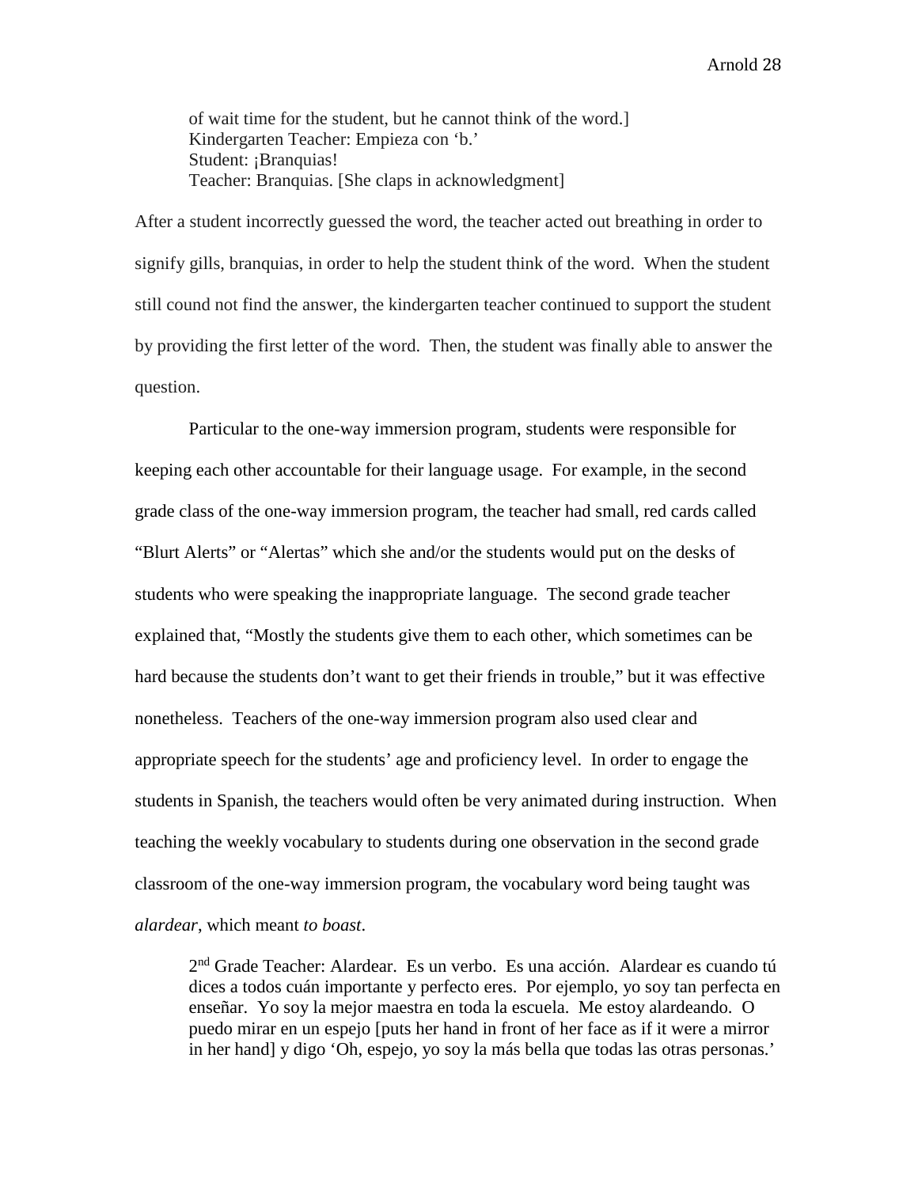> of wait time for the student, but he cannot think of the word.]
> Kindergarten Teacher: Empieza con 'b.'
> Student: ¡Branquias!
> Teacher: Branquias. [She claps in acknowledgment]

After a student incorrectly guessed the word, the teacher acted out breathing in order to signify gills, branquias, in order to help the student think of the word. When the student still cound not find the answer, the kindergarten teacher continued to support the student by providing the first letter of the word. Then, the student was finally able to answer the question.

Particular to the one-way immersion program, students were responsible for keeping each other accountable for their language usage. For example, in the second grade class of the one-way immersion program, the teacher had small, red cards called "Blurt Alerts" or "Alertas" which she and/or the students would put on the desks of students who were speaking the inappropriate language. The second grade teacher explained that, "Mostly the students give them to each other, which sometimes can be hard because the students don't want to get their friends in trouble," but it was effective nonetheless. Teachers of the one-way immersion program also used clear and appropriate speech for the students' age and proficiency level. In order to engage the students in Spanish, the teachers would often be very animated during instruction. When teaching the weekly vocabulary to students during one observation in the second grade classroom of the one-way immersion program, the vocabulary word being taught was *alardear*, which meant *to boast*.

> 2nd Grade Teacher: Alardear. Es un verbo. Es una acción. Alardear es cuando tú dices a todos cuán importante y perfecto eres. Por ejemplo, yo soy tan perfecta en enseñar. Yo soy la mejor maestra en toda la escuela. Me estoy alardeando. O puedo mirar en un espejo [puts her hand in front of her face as if it were a mirror in her hand] y digo 'Oh, espejo, yo soy la más bella que todas las otras personas.'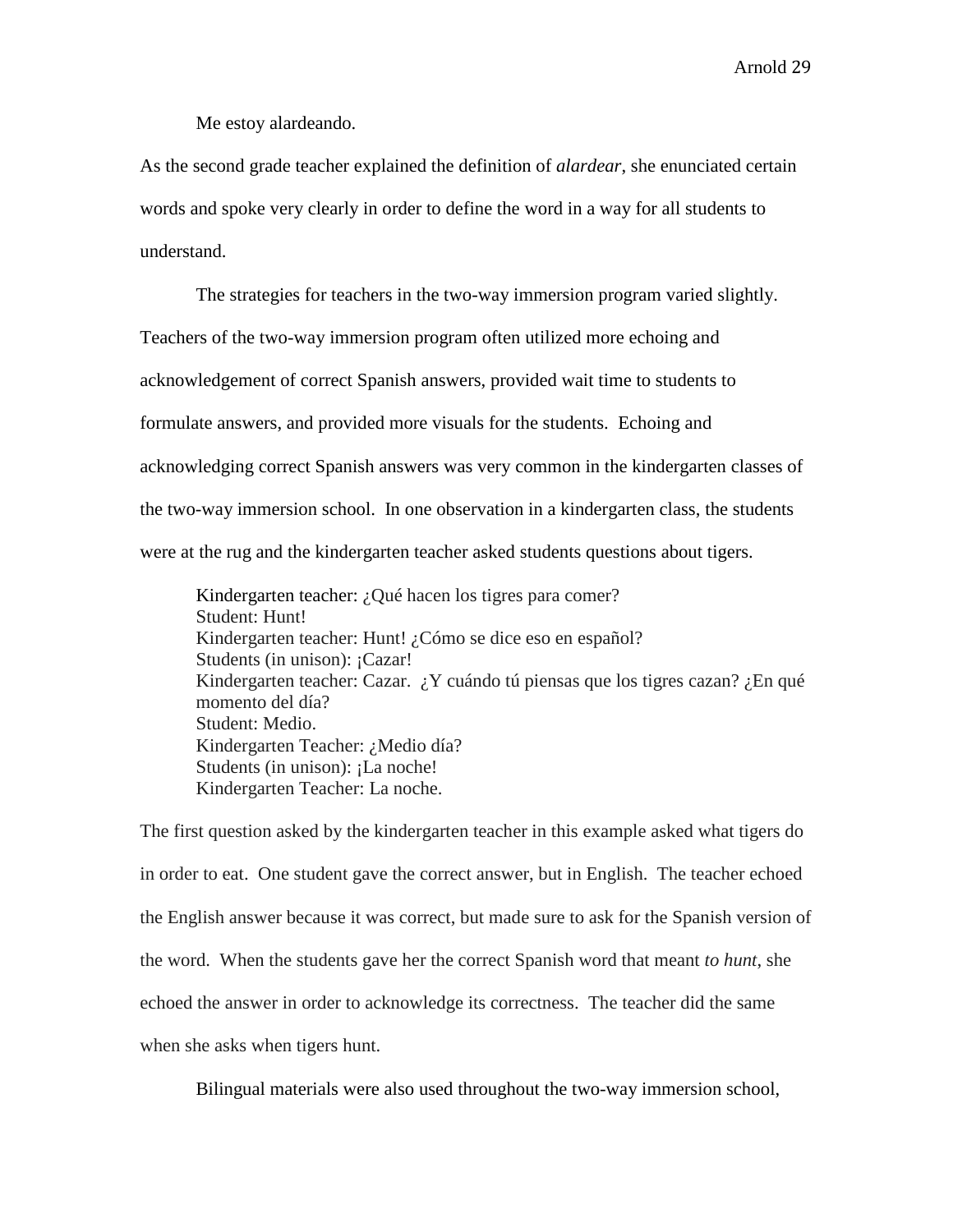Me estoy alardeando.

As the second grade teacher explained the definition of *alardear*, she enunciated certain words and spoke very clearly in order to define the word in a way for all students to understand.

The strategies for teachers in the two-way immersion program varied slightly. Teachers of the two-way immersion program often utilized more echoing and acknowledgement of correct Spanish answers, provided wait time to students to formulate answers, and provided more visuals for the students. Echoing and acknowledging correct Spanish answers was very common in the kindergarten classes of the two-way immersion school. In one observation in a kindergarten class, the students were at the rug and the kindergarten teacher asked students questions about tigers.

> Kindergarten teacher: ¿Qué hacen los tigres para comer?
> Student: Hunt!
> Kindergarten teacher: Hunt! ¿Cómo se dice eso en español?
> Students (in unison): ¡Cazar!
> Kindergarten teacher: Cazar. ¿Y cuándo tú piensas que los tigres cazan? ¿En qué momento del día?
> Student: Medio.
> Kindergarten Teacher: ¿Medio día?
> Students (in unison): ¡La noche!
> Kindergarten Teacher: La noche.

The first question asked by the kindergarten teacher in this example asked what tigers do in order to eat. One student gave the correct answer, but in English. The teacher echoed the English answer because it was correct, but made sure to ask for the Spanish version of the word. When the students gave her the correct Spanish word that meant *to hunt*, she echoed the answer in order to acknowledge its correctness. The teacher did the same when she asks when tigers hunt.

Bilingual materials were also used throughout the two-way immersion school,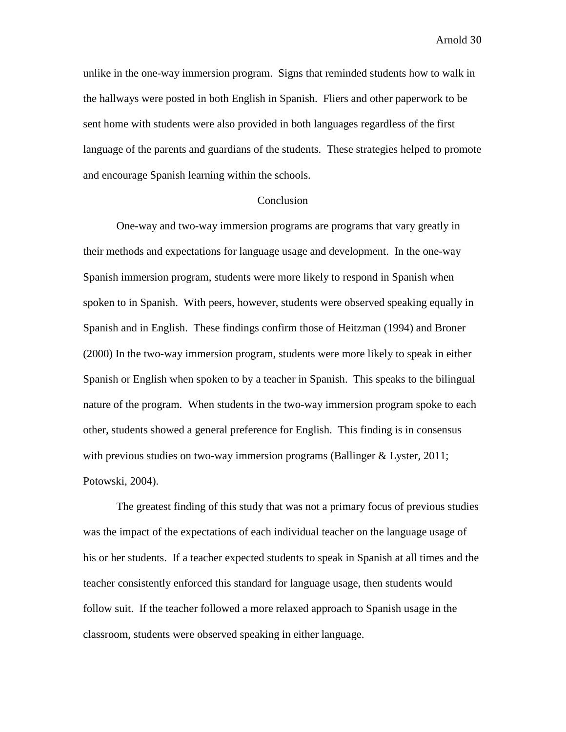unlike in the one-way immersion program. Signs that reminded students how to walk in the hallways were posted in both English in Spanish. Fliers and other paperwork to be sent home with students were also provided in both languages regardless of the first language of the parents and guardians of the students. These strategies helped to promote and encourage Spanish learning within the schools.

## Conclusion

One-way and two-way immersion programs are programs that vary greatly in their methods and expectations for language usage and development. In the one-way Spanish immersion program, students were more likely to respond in Spanish when spoken to in Spanish. With peers, however, students were observed speaking equally in Spanish and in English. These findings confirm those of Heitzman (1994) and Broner (2000) In the two-way immersion program, students were more likely to speak in either Spanish or English when spoken to by a teacher in Spanish. This speaks to the bilingual nature of the program. When students in the two-way immersion program spoke to each other, students showed a general preference for English. This finding is in consensus with previous studies on two-way immersion programs (Ballinger & Lyster, 2011; Potowski, 2004).

The greatest finding of this study that was not a primary focus of previous studies was the impact of the expectations of each individual teacher on the language usage of his or her students. If a teacher expected students to speak in Spanish at all times and the teacher consistently enforced this standard for language usage, then students would follow suit. If the teacher followed a more relaxed approach to Spanish usage in the classroom, students were observed speaking in either language.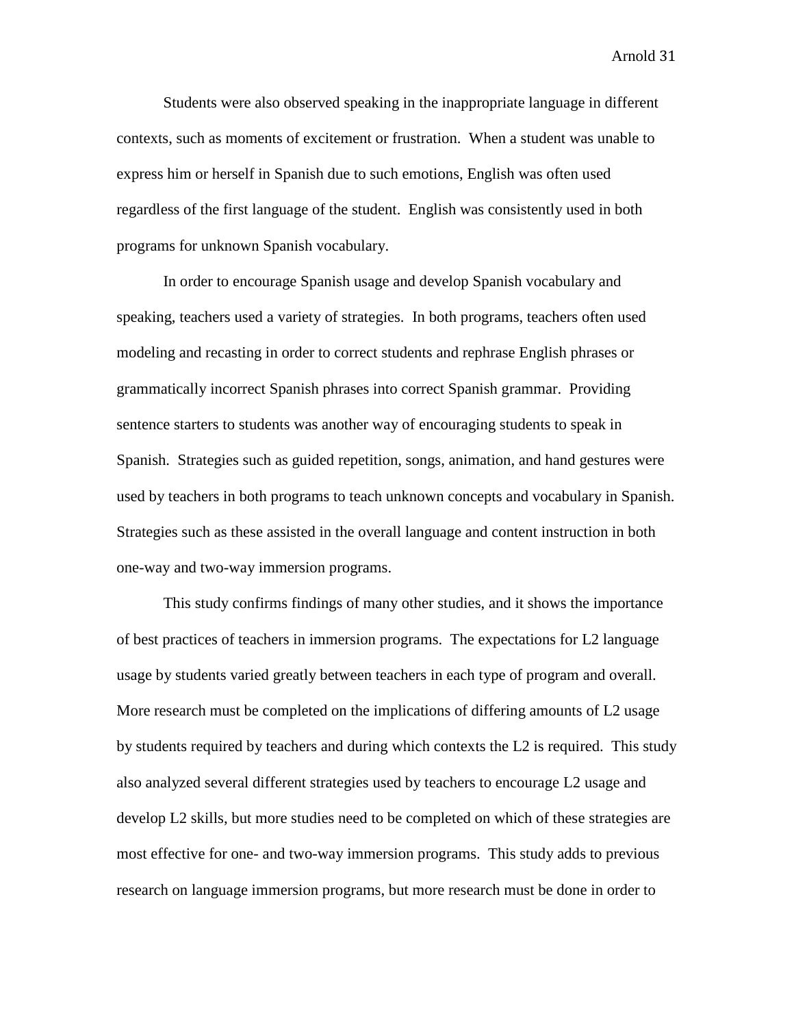Students were also observed speaking in the inappropriate language in different contexts, such as moments of excitement or frustration. When a student was unable to express him or herself in Spanish due to such emotions, English was often used regardless of the first language of the student. English was consistently used in both programs for unknown Spanish vocabulary.

In order to encourage Spanish usage and develop Spanish vocabulary and speaking, teachers used a variety of strategies. In both programs, teachers often used modeling and recasting in order to correct students and rephrase English phrases or grammatically incorrect Spanish phrases into correct Spanish grammar. Providing sentence starters to students was another way of encouraging students to speak in Spanish. Strategies such as guided repetition, songs, animation, and hand gestures were used by teachers in both programs to teach unknown concepts and vocabulary in Spanish. Strategies such as these assisted in the overall language and content instruction in both one-way and two-way immersion programs.

This study confirms findings of many other studies, and it shows the importance of best practices of teachers in immersion programs. The expectations for L2 language usage by students varied greatly between teachers in each type of program and overall. More research must be completed on the implications of differing amounts of L2 usage by students required by teachers and during which contexts the L2 is required. This study also analyzed several different strategies used by teachers to encourage L2 usage and develop L2 skills, but more studies need to be completed on which of these strategies are most effective for one- and two-way immersion programs. This study adds to previous research on language immersion programs, but more research must be done in order to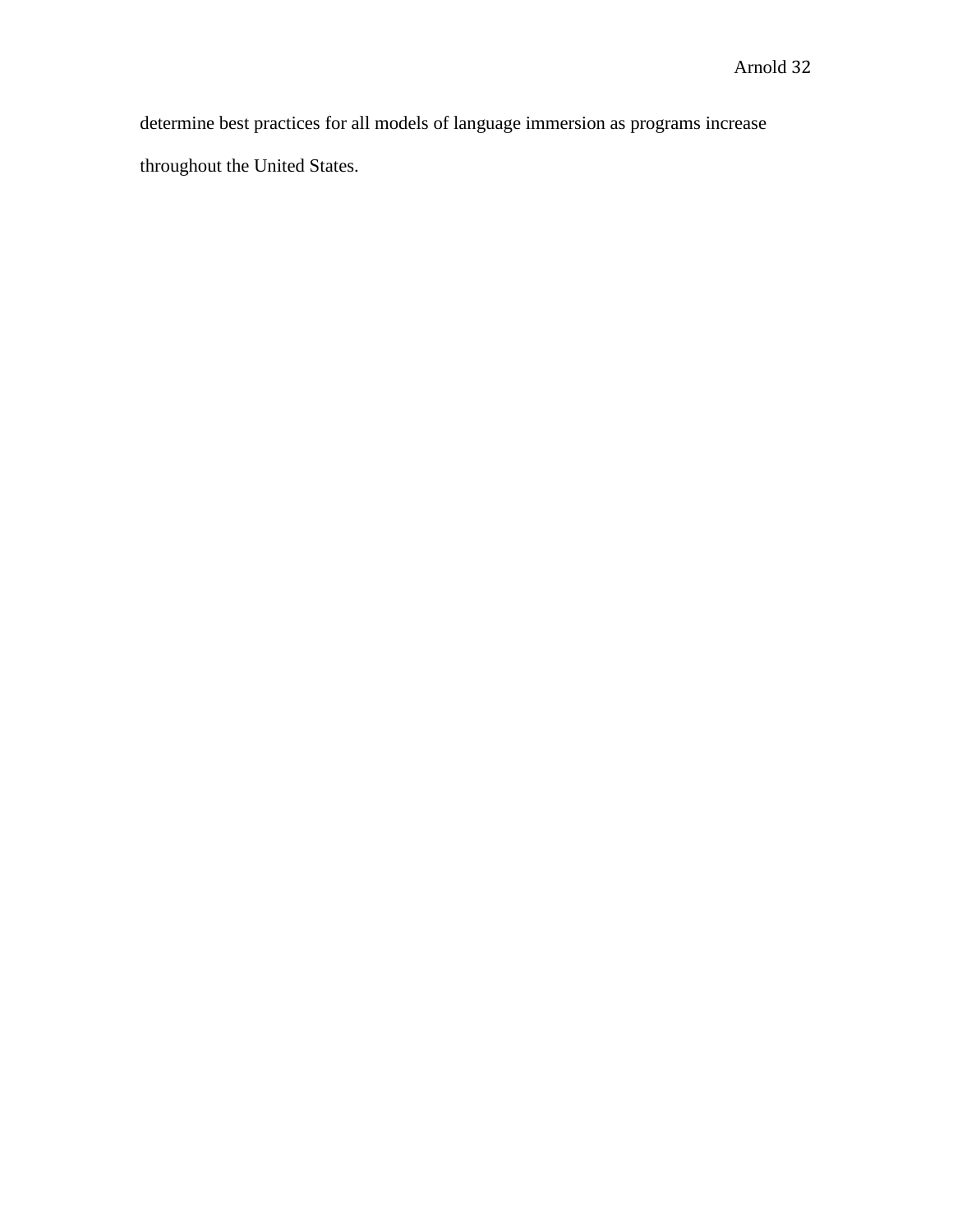determine best practices for all models of language immersion as programs increase throughout the United States.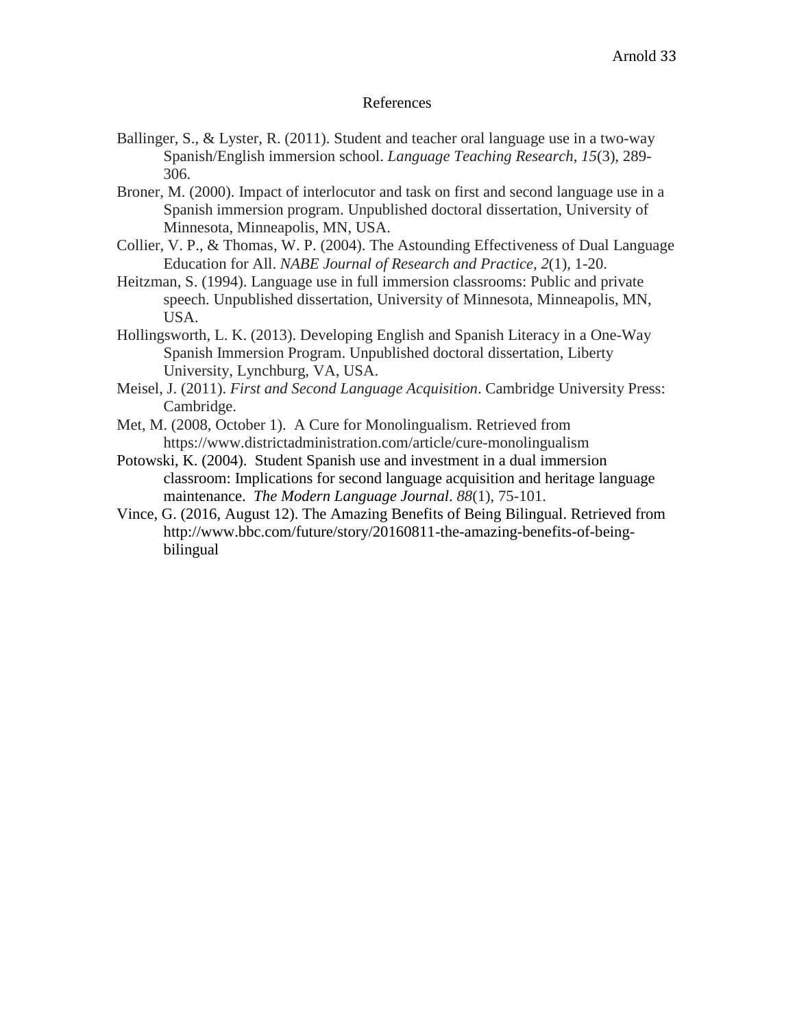# References

Ballinger, S., & Lyster, R. (2011). Student and teacher oral language use in a two-way Spanish/English immersion school. *Language Teaching Research*, *15*(3), 289-306.

Broner, M. (2000). Impact of interlocutor and task on first and second language use in a Spanish immersion program. Unpublished doctoral dissertation, University of Minnesota, Minneapolis, MN, USA.

Collier, V. P., & Thomas, W. P. (2004). The Astounding Effectiveness of Dual Language Education for All. *NABE Journal of Research and Practice*, *2*(1), 1-20.

Heitzman, S. (1994). Language use in full immersion classrooms: Public and private speech. Unpublished dissertation, University of Minnesota, Minneapolis, MN, USA.

Hollingsworth, L. K. (2013). Developing English and Spanish Literacy in a One-Way Spanish Immersion Program. Unpublished doctoral dissertation, Liberty University, Lynchburg, VA, USA.

Meisel, J. (2011). *First and Second Language Acquisition*. Cambridge University Press: Cambridge.

Met, M. (2008, October 1). A Cure for Monolingualism. Retrieved from https://www.districtadministration.com/article/cure-monolingualism

Potowski, K. (2004). Student Spanish use and investment in a dual immersion classroom: Implications for second language acquisition and heritage language maintenance. *The Modern Language Journal*. *88*(1), 75-101.

Vince, G. (2016, August 12). The Amazing Benefits of Being Bilingual. Retrieved from http://www.bbc.com/future/story/20160811-the-amazing-benefits-of-being-bilingual